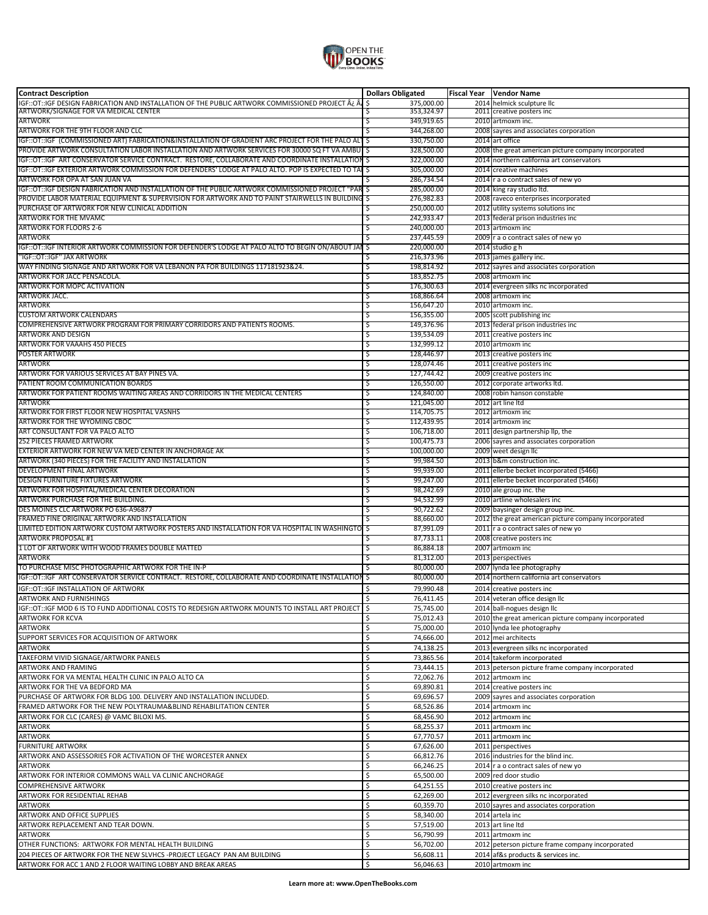| Contract Description | Dollars Obligated | Fiscal Year | Vendor Name |
|---|---|---|---|
| IGF::OT::IGF DESIGN FABRICATION AND INSTALLATION OF THE PUBLIC ARTWORK COMMISSIONED PROJECT Â¿ Â | $ 375,000.00 | 2014 | helmick sculpture llc |
| ARTWORK/SIGNAGE FOR VA MEDICAL CENTER | $ 353,324.97 | 2011 | creative posters inc |
| ARTWORK | $ 349,919.65 | 2010 | artmoxm inc. |
| ARTWORK FOR THE 9TH FLOOR AND CLC | $ 344,268.00 | 2008 | sayres and associates corporation |
| IGF::OT::IGF (COMMISSIONED ART) FABRICATION&INSTALLATION OF GRADIENT ARC PROJECT FOR THE PALO ALT | $ 330,750.00 | 2014 | art office |
| PROVIDE ARTWORK CONSULTATION LABOR INSTALLATION AND ARTWORK SERVICES FOR 30000 SQ FT VA AMBU | $ 328,500.00 | 2008 | the great american picture company incorporated |
| IGF::OT::IGF ART CONSERVATOR SERVICE CONTRACT. RESTORE, COLLABORATE AND COORDINATE INSTALLATION | $ 322,000.00 | 2014 | northern california art conservators |
| IGF::OT::IGF EXTERIOR ARTWORK COMMISSION FOR DEFENDERS' LODGE AT PALO ALTO. POP IS EXPECTED TO TA | $ 305,000.00 | 2014 | creative machines |
| ARTWORK FOR OPA AT SAN JUAN VA | $ 286,734.54 | 2014 | r a o contract sales of new yo |
| IGF::OT::IGF DESIGN FABRICATION AND INSTALLATION OF THE PUBLIC ARTWORK COMMISSIONED PROJECT "PAR | $ 285,000.00 | 2014 | king ray studio ltd. |
| PROVIDE LABOR MATERIAL EQUIPMENT & SUPERVISION FOR ARTWORK AND TO PAINT STAIRWELLS IN BUILDING | $ 276,982.83 | 2008 | raveco enterprises incorporated |
| PURCHASE OF ARTWORK FOR NEW CLINICAL ADDITION | $ 250,000.00 | 2012 | utility systems solutions inc |
| ARTWORK FOR THE MVAMC | $ 242,933.47 | 2013 | federal prison industries inc |
| ARTWORK FOR FLOORS 2-6 | $ 240,000.00 | 2013 | artmoxm inc |
| ARTWORK | $ 237,445.59 | 2009 | r a o contract sales of new yo |
| IGF::OT::IGF INTERIOR ARTWORK COMMISSION FOR DEFENDER'S LODGE AT PALO ALTO TO BEGIN ON/ABOUT JAI | $ 220,000.00 | 2014 | studio g h |
| "IGF::OT::IGF" JAX ARTWORK | $ 216,373.96 | 2013 | james gallery inc. |
| WAY FINDING SIGNAGE AND ARTWORK FOR VA LEBANON PA FOR BUILDINGS 117181923&24. | $ 198,814.92 | 2012 | sayres and associates corporation |
| ARTWORK FOR JACC PENSACOLA. | $ 183,852.75 | 2008 | artmoxm inc |
| ARTWORK FOR MOPC ACTIVATION | $ 176,300.63 | 2014 | evergreen silks nc incorporated |
| ARTWORK JACC. | $ 168,866.64 | 2008 | artmoxm inc |
| ARTWORK | $ 156,647.20 | 2010 | artmoxm inc. |
| CUSTOM ARTWORK CALENDARS | $ 156,355.00 | 2005 | scott publishing inc |
| COMPREHENSIVE ARTWORK PROGRAM FOR PRIMARY CORRIDORS AND PATIENTS ROOMS. | $ 149,376.96 | 2013 | federal prison industries inc |
| ARTWORK AND DESIGN | $ 139,534.09 | 2011 | creative posters inc |
| ARTWORK FOR VAAAHS 450 PIECES | $ 132,999.12 | 2010 | artmoxm inc |
| POSTER ARTWORK | $ 128,446.97 | 2013 | creative posters inc |
| ARTWORK | $ 128,074.46 | 2011 | creative posters inc |
| ARTWORK FOR VARIOUS SERVICES AT BAY PINES VA. | $ 127,744.42 | 2009 | creative posters inc |
| PATIENT ROOM COMMUNICATION BOARDS | $ 126,550.00 | 2012 | corporate artworks ltd. |
| ARTWORK FOR PATIENT ROOMS WAITING AREAS AND CORRIDORS IN THE MEDICAL CENTERS | $ 124,840.00 | 2008 | robin hanson constable |
| ARTWORK | $ 121,045.00 | 2012 | art line ltd |
| ARTWORK FOR FIRST FLOOR NEW HOSPITAL VASNHS | $ 114,705.75 | 2012 | artmoxm inc |
| ARTWORK FOR THE WYOMING CBOC | $ 112,439.95 | 2014 | artmoxm inc |
| ART CONSULTANT FOR VA PALO ALTO | $ 106,718.00 | 2011 | design partnership llp, the |
| 252 PIECES FRAMED ARTWORK | $ 100,475.73 | 2006 | sayres and associates corporation |
| EXTERIOR ARTWORK FOR NEW VA MED CENTER IN ANCHORAGE AK | $ 100,000.00 | 2009 | weet design llc |
| ARTWORK (340 PIECES) FOR THE FACILITY AND INSTALLATION | $ 99,984.50 | 2013 | b&m construction inc. |
| DEVELOPMENT FINAL ARTWORK | $ 99,939.00 | 2011 | ellerbe becket incorporated (5466) |
| DESIGN FURNITURE FIXTURES ARTWORK | $ 99,247.00 | 2011 | ellerbe becket incorporated (5466) |
| ARTWORK FOR HOSPITAL/MEDICAL CENTER DECORATION | $ 98,242.69 | 2010 | ale group inc. the |
| ARTWORK PURCHASE FOR THE BUILDING. | $ 94,532.99 | 2010 | artline wholesalers inc |
| DES MOINES CLC ARTWORK PO 636-A96877 | $ 90,722.62 | 2009 | baysinger design group inc. |
| FRAMED FINE ORIGINAL ARTWORK AND INSTALLATION | $ 88,660.00 | 2012 | the great american picture company incorporated |
| LIMITED EDITION ARTWORK CUSTOM ARTWORK POSTERS AND INSTALLATION FOR VA HOSPITAL IN WASHINGTO | $ 87,991.09 | 2011 | r a o contract sales of new yo |
| ARTWORK PROPOSAL #1 | $ 87,733.11 | 2008 | creative posters inc |
| 1 LOT OF ARTWORK WITH WOOD FRAMES DOUBLE MATTED | $ 86,884.18 | 2007 | artmoxm inc |
| ARTWORK | $ 81,312.00 | 2013 | perspectives |
| TO PURCHASE MISC PHOTOGRAPHIC ARTWORK FOR THE IN-P | $ 80,000.00 | 2007 | lynda lee photography |
| IGF::OT::IGF ART CONSERVATOR SERVICE CONTRACT. RESTORE, COLLABORATE AND COORDINATE INSTALLATION | $ 80,000.00 | 2014 | northern california art conservators |
| IGF::OT::IGF INSTALLATION OF ARTWORK | $ 79,990.48 | 2014 | creative posters inc |
| ARTWORK AND FURNISHINGS | $ 76,411.45 | 2014 | veteran office design llc |
| IGF::OT::IGF MOD 6 IS TO FUND ADDITIONAL COSTS TO REDESIGN ARTWORK MOUNTS TO INSTALL ART PROJECT | $ 75,745.00 | 2014 | ball-nogues design llc |
| ARTWORK FOR KCVA | $ 75,012.43 | 2010 | the great american picture company incorporated |
| ARTWORK | $ 75,000.00 | 2010 | lynda lee photography |
| SUPPORT SERVICES FOR ACQUISITION OF ARTWORK | $ 74,666.00 | 2012 | mei architects |
| ARTWORK | $ 74,138.25 | 2013 | evergreen silks nc incorporated |
| TAKEFORM VIVID SIGNAGE/ARTWORK PANELS | $ 73,865.56 | 2014 | takeform incorporated |
| ARTWORK AND FRAMING | $ 73,444.15 | 2013 | peterson picture frame company incorporated |
| ARTWORK FOR VA MENTAL HEALTH CLINIC IN PALO ALTO CA | $ 72,062.76 | 2012 | artmoxm inc |
| ARTWORK FOR THE VA BEDFORD MA | $ 69,890.81 | 2014 | creative posters inc |
| PURCHASE OF ARTWORK FOR BLDG 100. DELIVERY AND INSTALLATION INCLUDED. | $ 69,696.57 | 2009 | sayres and associates corporation |
| FRAMED ARTWORK FOR THE NEW POLYTRAUMA&BLIND REHABILITATION CENTER | $ 68,526.86 | 2014 | artmoxm inc |
| ARTWORK FOR CLC (CARES) @ VAMC BILOXI MS. | $ 68,456.90 | 2012 | artmoxm inc |
| ARTWORK | $ 68,255.37 | 2011 | artmoxm inc |
| ARTWORK | $ 67,770.57 | 2011 | artmoxm inc |
| FURNITURE ARTWORK | $ 67,626.00 | 2011 | perspectives |
| ARTWORK AND ASSESSORIES FOR ACTIVATION OF THE WORCESTER ANNEX | $ 66,812.76 | 2016 | industries for the blind inc. |
| ARTWORK | $ 66,246.25 | 2014 | r a o contract sales of new yo |
| ARTWORK FOR INTERIOR COMMONS WALL VA CLINIC ANCHORAGE | $ 65,500.00 | 2009 | red door studio |
| COMPREHENSIVE ARTWORK | $ 64,251.55 | 2010 | creative posters inc |
| ARTWORK FOR RESIDENTIAL REHAB | $ 62,269.00 | 2012 | evergreen silks nc incorporated |
| ARTWORK | $ 60,359.70 | 2010 | sayres and associates corporation |
| ARTWORK AND OFFICE SUPPLIES | $ 58,340.00 | 2014 | artela inc |
| ARTWORK REPLACEMENT AND TEAR DOWN. | $ 57,519.00 | 2013 | art line ltd |
| ARTWORK | $ 56,790.99 | 2011 | artmoxm inc |
| OTHER FUNCTIONS: ARTWORK FOR MENTAL HEALTH BUILDING | $ 56,702.00 | 2012 | peterson picture frame company incorporated |
| 204 PIECES OF ARTWORK FOR THE NEW SLVHCS -PROJECT LEGACY PAN AM BUILDING | $ 56,608.11 | 2014 | af&s products & services inc. |
| ARTWORK FOR ACC 1 AND 2 FLOOR WAITING LOBBY AND BREAK AREAS | $ 56,046.63 | 2010 | artmoxm inc |

**Learn more at: www.OpenTheBooks.com**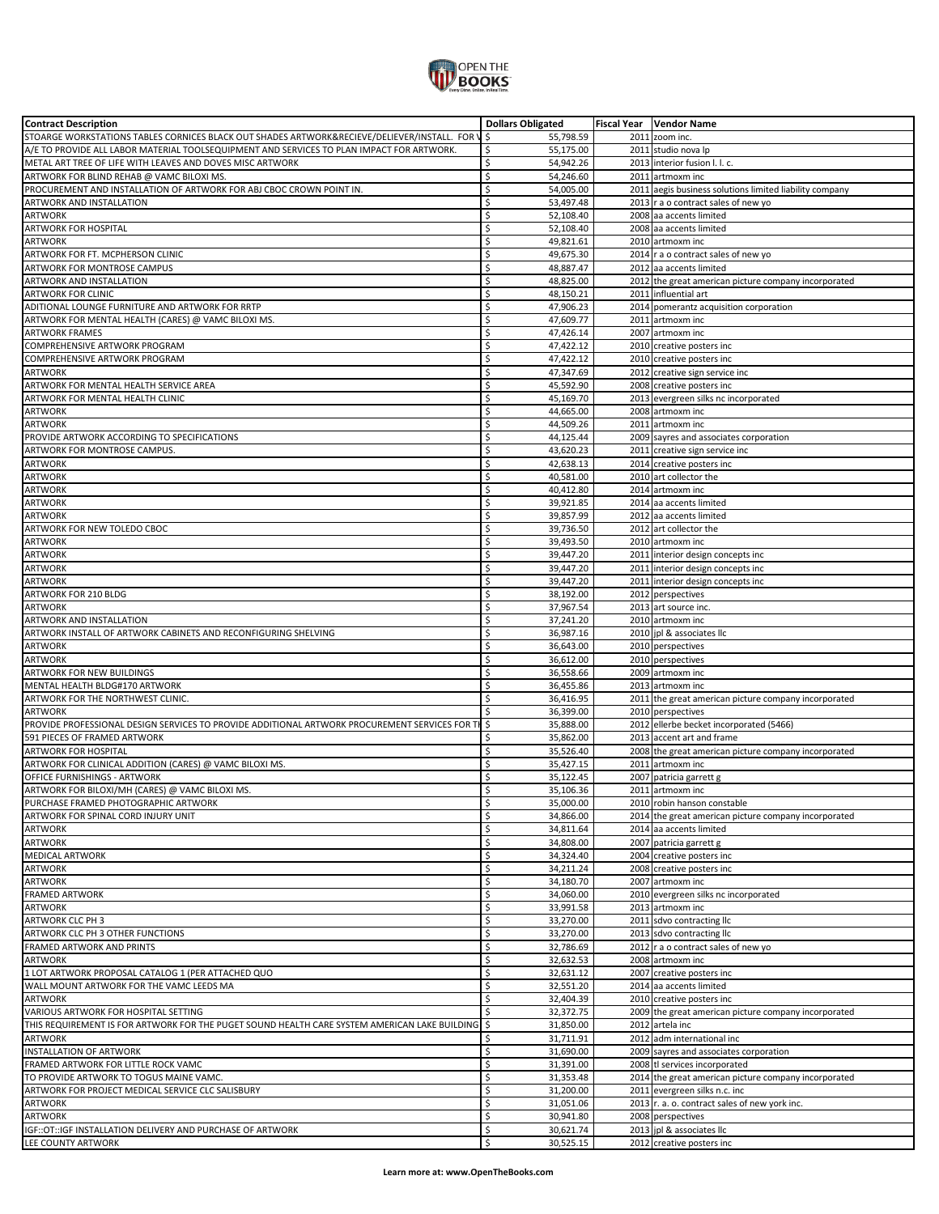| Contract Description | Dollars Obligated | Fiscal Year | Vendor Name |
|---|---|---|---|
| STOARGE WORKSTATIONS TABLES CORNICES BLACK OUT SHADES ARTWORK&RECIEVE/DELIEVER/INSTALL. FOR V | $ 55,798.59 | 2011 | zoom inc. |
| A/E TO PROVIDE ALL LABOR MATERIAL TOOLSEQUIPMENT AND SERVICES TO PLAN IMPACT FOR ARTWORK. | $ 55,175.00 | 2011 | studio nova lp |
| METAL ART TREE OF LIFE WITH LEAVES AND DOVES MISC ARTWORK | $ 54,942.26 | 2013 | interior fusion l. l. c. |
| ARTWORK FOR BLIND REHAB @ VAMC BILOXI MS. | $ 54,246.60 | 2011 | artmoxm inc |
| PROCUREMENT AND INSTALLATION OF ARTWORK FOR ABJ CBOC CROWN POINT IN. | $ 54,005.00 | 2011 | aegis business solutions limited liability company |
| ARTWORK AND INSTALLATION | $ 53,497.48 | 2013 | r a o contract sales of new yo |
| ARTWORK | $ 52,108.40 | 2008 | aa accents limited |
| ARTWORK FOR HOSPITAL | $ 52,108.40 | 2008 | aa accents limited |
| ARTWORK | $ 49,821.61 | 2010 | artmoxm inc |
| ARTWORK FOR FT. MCPHERSON CLINIC | $ 49,675.30 | 2014 | r a o contract sales of new yo |
| ARTWORK FOR MONTROSE CAMPUS | $ 48,887.47 | 2012 | aa accents limited |
| ARTWORK AND INSTALLATION | $ 48,825.00 | 2012 | the great american picture company incorporated |
| ARTWORK FOR CLINIC | $ 48,150.21 | 2011 | influential art |
| ADITIONAL LOUNGE FURNITURE AND ARTWORK FOR RRTP | $ 47,906.23 | 2014 | pomerantz acquisition corporation |
| ARTWORK FOR MENTAL HEALTH (CARES) @ VAMC BILOXI MS. | $ 47,609.77 | 2011 | artmoxm inc |
| ARTWORK FRAMES | $ 47,426.14 | 2007 | artmoxm inc |
| COMPREHENSIVE ARTWORK PROGRAM | $ 47,422.12 | 2010 | creative posters inc |
| COMPREHENSIVE ARTWORK PROGRAM | $ 47,422.12 | 2010 | creative posters inc |
| ARTWORK | $ 47,347.69 | 2012 | creative sign service inc |
| ARTWORK FOR MENTAL HEALTH SERVICE AREA | $ 45,592.90 | 2008 | creative posters inc |
| ARTWORK FOR MENTAL HEALTH CLINIC | $ 45,169.70 | 2013 | evergreen silks nc incorporated |
| ARTWORK | $ 44,665.00 | 2008 | artmoxm inc |
| ARTWORK | $ 44,509.26 | 2011 | artmoxm inc |
| PROVIDE ARTWORK ACCORDING TO SPECIFICATIONS | $ 44,125.44 | 2009 | sayres and associates corporation |
| ARTWORK FOR MONTROSE CAMPUS. | $ 43,620.23 | 2011 | creative sign service inc |
| ARTWORK | $ 42,638.13 | 2014 | creative posters inc |
| ARTWORK | $ 40,581.00 | 2010 | art collector the |
| ARTWORK | $ 40,412.80 | 2014 | artmoxm inc |
| ARTWORK | $ 39,921.85 | 2014 | aa accents limited |
| ARTWORK | $ 39,857.99 | 2012 | aa accents limited |
| ARTWORK FOR NEW TOLEDO CBOC | $ 39,736.50 | 2012 | art collector the |
| ARTWORK | $ 39,493.50 | 2010 | artmoxm inc |
| ARTWORK | $ 39,447.20 | 2011 | interior design concepts inc |
| ARTWORK | $ 39,447.20 | 2011 | interior design concepts inc |
| ARTWORK | $ 39,447.20 | 2011 | interior design concepts inc |
| ARTWORK FOR 210 BLDG | $ 38,192.00 | 2012 | perspectives |
| ARTWORK | $ 37,967.54 | 2013 | art source inc. |
| ARTWORK AND INSTALLATION | $ 37,241.20 | 2010 | artmoxm inc |
| ARTWORK INSTALL OF ARTWORK CABINETS AND RECONFIGURING SHELVING | $ 36,987.16 | 2010 | jpl & associates llc |
| ARTWORK | $ 36,643.00 | 2010 | perspectives |
| ARTWORK | $ 36,612.00 | 2010 | perspectives |
| ARTWORK FOR NEW BUILDINGS | $ 36,558.66 | 2009 | artmoxm inc |
| MENTAL HEALTH BLDG#170 ARTWORK | $ 36,455.86 | 2013 | artmoxm inc |
| ARTWORK FOR THE NORTHWEST CLINIC. | $ 36,416.95 | 2011 | the great american picture company incorporated |
| ARTWORK | $ 36,399.00 | 2010 | perspectives |
| PROVIDE PROFESSIONAL DESIGN SERVICES TO PROVIDE ADDITIONAL ARTWORK PROCUREMENT SERVICES FOR TH | $ 35,888.00 | 2012 | ellerbe becket incorporated (5466) |
| 591 PIECES OF FRAMED ARTWORK | $ 35,862.00 | 2013 | accent art and frame |
| ARTWORK FOR HOSPITAL | $ 35,526.40 | 2008 | the great american picture company incorporated |
| ARTWORK FOR CLINICAL ADDITION (CARES) @ VAMC BILOXI MS. | $ 35,427.15 | 2011 | artmoxm inc |
| OFFICE FURNISHINGS - ARTWORK | $ 35,122.45 | 2007 | patricia garrett g |
| ARTWORK FOR BILOXI/MH (CARES) @ VAMC BILOXI MS. | $ 35,106.36 | 2011 | artmoxm inc |
| PURCHASE FRAMED PHOTOGRAPHIC ARTWORK | $ 35,000.00 | 2010 | robin hanson constable |
| ARTWORK FOR SPINAL CORD INJURY UNIT | $ 34,866.00 | 2014 | the great american picture company incorporated |
| ARTWORK | $ 34,811.64 | 2014 | aa accents limited |
| ARTWORK | $ 34,808.00 | 2007 | patricia garrett g |
| MEDICAL ARTWORK | $ 34,324.40 | 2004 | creative posters inc |
| ARTWORK | $ 34,211.24 | 2008 | creative posters inc |
| ARTWORK | $ 34,180.70 | 2007 | artmoxm inc |
| FRAMED ARTWORK | $ 34,060.00 | 2010 | evergreen silks nc incorporated |
| ARTWORK | $ 33,991.58 | 2013 | artmoxm inc |
| ARTWORK CLC PH 3 | $ 33,270.00 | 2011 | sdvo contracting llc |
| ARTWORK CLC PH 3 OTHER FUNCTIONS | $ 33,270.00 | 2013 | sdvo contracting llc |
| FRAMED ARTWORK AND PRINTS | $ 32,786.69 | 2012 | r a o contract sales of new yo |
| ARTWORK | $ 32,632.53 | 2008 | artmoxm inc |
| 1 LOT ARTWORK PROPOSAL CATALOG 1 (PER ATTACHED QUO | $ 32,631.12 | 2007 | creative posters inc |
| WALL MOUNT ARTWORK FOR THE VAMC LEEDS MA | $ 32,551.20 | 2014 | aa accents limited |
| ARTWORK | $ 32,404.39 | 2010 | creative posters inc |
| VARIOUS ARTWORK FOR HOSPITAL SETTING | $ 32,372.75 | 2009 | the great american picture company incorporated |
| THIS REQUIREMENT IS FOR ARTWORK FOR THE PUGET SOUND HEALTH CARE SYSTEM AMERICAN LAKE BUILDING | $ 31,850.00 | 2012 | artela inc |
| ARTWORK | $ 31,711.91 | 2012 | adm international inc |
| INSTALLATION OF ARTWORK | $ 31,690.00 | 2009 | sayres and associates corporation |
| FRAMED ARTWORK FOR LITTLE ROCK VAMC | $ 31,391.00 | 2008 | tl services incorporated |
| TO PROVIDE ARTWORK TO TOGUS MAINE VAMC. | $ 31,353.48 | 2014 | the great american picture company incorporated |
| ARTWORK FOR PROJECT MEDICAL SERVICE CLC SALISBURY | $ 31,200.00 | 2011 | evergreen silks n.c. inc |
| ARTWORK | $ 31,051.06 | 2013 | r. a. o. contract sales of new york inc. |
| ARTWORK | $ 30,941.80 | 2008 | perspectives |
| IGF::OT::IGF INSTALLATION DELIVERY AND PURCHASE OF ARTWORK | $ 30,621.74 | 2013 | jpl & associates llc |
| LEE COUNTY ARTWORK | $ 30,525.15 | 2012 | creative posters inc |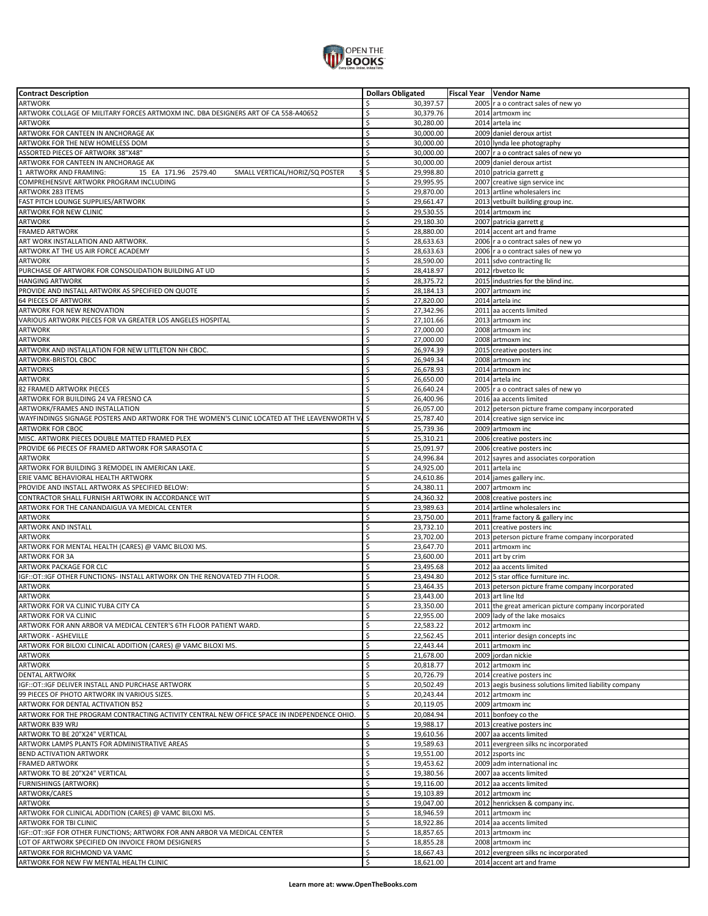| Contract Description | Dollars Obligated | Fiscal Year | Vendor Name |
|---|---|---|---|
| ARTWORK | $ 30,397.57 | 2005 | r a o contract sales of new yo |
| ARTWORK COLLAGE OF MILITARY FORCES ARTMOXM INC. DBA DESIGNERS ART OF CA 558-A40652 | $ 30,379.76 | 2014 | artmoxm inc |
| ARTWORK | $ 30,280.00 | 2014 | artela inc |
| ARTWORK FOR CANTEEN IN ANCHORAGE AK | $ 30,000.00 | 2009 | daniel deroux artist |
| ARTWORK FOR THE NEW HOMELESS DOM | $ 30,000.00 | 2010 | lynda lee photography |
| ASSORTED PIECES OF ARTWORK 38"X48" | $ 30,000.00 | 2007 | r a o contract sales of new yo |
| ARTWORK FOR CANTEEN IN ANCHORAGE AK | $ 30,000.00 | 2009 | daniel deroux artist |
| 1 ARTWORK AND FRAMING: 15 EA 171.96 2579.40 SMALL VERTICAL/HORIZ/SQ POSTER | $ 29,998.80 | 2010 | patricia garrett g |
| COMPREHENSIVE ARTWORK PROGRAM INCLUDING | $ 29,995.95 | 2007 | creative sign service inc |
| ARTWORK 283 ITEMS | $ 29,870.00 | 2013 | artline wholesalers inc |
| FAST PITCH LOUNGE SUPPLIES/ARTWORK | $ 29,661.47 | 2013 | vetbuilt building group inc. |
| ARTWORK FOR NEW CLINIC | $ 29,530.55 | 2014 | artmoxm inc |
| ARTWORK | $ 29,180.30 | 2007 | patricia garrett g |
| FRAMED ARTWORK | $ 28,880.00 | 2014 | accent art and frame |
| ART WORK INSTALLATION AND ARTWORK. | $ 28,633.63 | 2006 | r a o contract sales of new yo |
| ARTWORK AT THE US AIR FORCE ACADEMY | $ 28,633.63 | 2006 | r a o contract sales of new yo |
| ARTWORK | $ 28,590.00 | 2011 | sdvo contracting llc |
| PURCHASE OF ARTWORK FOR CONSOLIDATION BUILDING AT UD | $ 28,418.97 | 2012 | rbvetco llc |
| HANGING ARTWORK | $ 28,375.72 | 2015 | industries for the blind inc. |
| PROVIDE AND INSTALL ARTWORK AS SPECIFIED ON QUOTE | $ 28,184.13 | 2007 | artmoxm inc |
| 64 PIECES OF ARTWORK | $ 27,820.00 | 2014 | artela inc |
| ARTWORK FOR NEW RENOVATION | $ 27,342.96 | 2011 | aa accents limited |
| VARIOUS ARTWORK PIECES FOR VA GREATER LOS ANGELES HOSPITAL | $ 27,101.66 | 2013 | artmoxm inc |
| ARTWORK | $ 27,000.00 | 2008 | artmoxm inc |
| ARTWORK | $ 27,000.00 | 2008 | artmoxm inc |
| ARTWORK AND INSTALLATION FOR NEW LITTLETON NH CBOC. | $ 26,974.39 | 2015 | creative posters inc |
| ARTWORK-BRISTOL CBOC | $ 26,949.34 | 2008 | artmoxm inc |
| ARTWORKS | $ 26,678.93 | 2014 | artmoxm inc |
| ARTWORK | $ 26,650.00 | 2014 | artela inc |
| 82 FRAMED ARTWORK PIECES | $ 26,640.24 | 2005 | r a o contract sales of new yo |
| ARTWORK FOR BUILDING 24 VA FRESNO CA | $ 26,400.96 | 2016 | aa accents limited |
| ARTWORK/FRAMES AND INSTALLATION | $ 26,057.00 | 2012 | peterson picture frame company incorporated |
| WAYFINDINGS SIGNAGE POSTERS AND ARTWORK FOR THE WOMEN'S CLINIC LOCATED AT THE LEAVENWORTH VA | $ 25,787.40 | 2014 | creative sign service inc |
| ARTWORK FOR CBOC | $ 25,739.36 | 2009 | artmoxm inc |
| MISC. ARTWORK PIECES DOUBLE MATTED FRAMED PLEX | $ 25,310.21 | 2006 | creative posters inc |
| PROVIDE 66 PIECES OF FRAMED ARTWORK FOR SARASOTA C | $ 25,091.97 | 2006 | creative posters inc |
| ARTWORK | $ 24,996.84 | 2012 | sayres and associates corporation |
| ARTWORK FOR BUILDING 3 REMODEL IN AMERICAN LAKE. | $ 24,925.00 | 2011 | artela inc |
| ERIE VAMC BEHAVIORAL HEALTH ARTWORK | $ 24,610.86 | 2014 | james gallery inc. |
| PROVIDE AND INSTALL ARTWORK AS SPECIFIED BELOW: | $ 24,380.11 | 2007 | artmoxm inc |
| CONTRACTOR SHALL FURNISH ARTWORK IN ACCORDANCE WIT | $ 24,360.32 | 2008 | creative posters inc |
| ARTWORK FOR THE CANANDAIGUA VA MEDICAL CENTER | $ 23,989.63 | 2014 | artline wholesalers inc |
| ARTWORK | $ 23,750.00 | 2011 | frame factory & gallery inc |
| ARTWORK AND INSTALL | $ 23,732.10 | 2011 | creative posters inc |
| ARTWORK | $ 23,702.00 | 2013 | peterson picture frame company incorporated |
| ARTWORK FOR MENTAL HEALTH (CARES) @ VAMC BILOXI MS. | $ 23,647.70 | 2011 | artmoxm inc |
| ARTWORK FOR 3A | $ 23,600.00 | 2011 | art by crim |
| ARTWORK PACKAGE FOR CLC | $ 23,495.68 | 2012 | aa accents limited |
| IGF::OT::IGF OTHER FUNCTIONS- INSTALL ARTWORK ON THE RENOVATED 7TH FLOOR. | $ 23,494.80 | 2012 | 5 star office furniture inc. |
| ARTWORK | $ 23,464.35 | 2013 | peterson picture frame company incorporated |
| ARTWORK | $ 23,443.00 | 2013 | art line ltd |
| ARTWORK FOR VA CLINIC YUBA CITY CA | $ 23,350.00 | 2011 | the great american picture company incorporated |
| ARTWORK FOR VA CLINIC | $ 22,955.00 | 2009 | lady of the lake mosaics |
| ARTWORK FOR ANN ARBOR VA MEDICAL CENTER'S 6TH FLOOR PATIENT WARD. | $ 22,583.22 | 2012 | artmoxm inc |
| ARTWORK - ASHEVILLE | $ 22,562.45 | 2011 | interior design concepts inc |
| ARTWORK FOR BILOXI CLINICAL ADDITION (CARES) @ VAMC BILOXI MS. | $ 22,443.44 | 2011 | artmoxm inc |
| ARTWORK | $ 21,678.00 | 2009 | jordan nickie |
| ARTWORK | $ 20,818.77 | 2012 | artmoxm inc |
| DENTAL ARTWORK | $ 20,726.79 | 2014 | creative posters inc |
| IGF::OT::IGF DELIVER INSTALL AND PURCHASE ARTWORK | $ 20,502.49 | 2013 | aegis business solutions limited liability company |
| 99 PIECES OF PHOTO ARTWORK IN VARIOUS SIZES. | $ 20,243.44 | 2012 | artmoxm inc |
| ARTWORK FOR DENTAL ACTIVATION B52 | $ 20,119.05 | 2009 | artmoxm inc |
| ARTWORK FOR THE PROGRAM CONTRACTING ACTIVITY CENTRAL NEW OFFICE SPACE IN INDEPENDENCE OHIO. | $ 20,084.94 | 2011 | bonfoey co the |
| ARTWORK B39 WRJ | $ 19,988.17 | 2013 | creative posters inc |
| ARTWORK TO BE 20"X24" VERTICAL | $ 19,610.56 | 2007 | aa accents limited |
| ARTWORK LAMPS PLANTS FOR ADMINISTRATIVE AREAS | $ 19,589.63 | 2011 | evergreen silks nc incorporated |
| BEND ACTIVATION ARTWORK | $ 19,551.00 | 2012 | zsports inc |
| FRAMED ARTWORK | $ 19,453.62 | 2009 | adm international inc |
| ARTWORK TO BE 20"X24" VERTICAL | $ 19,380.56 | 2007 | aa accents limited |
| FURNISHINGS (ARTWORK) | $ 19,116.00 | 2012 | aa accents limited |
| ARTWORK/CARES | $ 19,103.89 | 2012 | artmoxm inc |
| ARTWORK | $ 19,047.00 | 2012 | henricksen & company inc. |
| ARTWORK FOR CLINICAL ADDITION (CARES) @ VAMC BILOXI MS. | $ 18,946.59 | 2011 | artmoxm inc |
| ARTWORK FOR TBI CLINIC | $ 18,922.86 | 2014 | aa accents limited |
| IGF::OT::IGF FOR OTHER FUNCTIONS; ARTWORK FOR ANN ARBOR VA MEDICAL CENTER | $ 18,857.65 | 2013 | artmoxm inc |
| LOT OF ARTWORK SPECIFIED ON INVOICE FROM DESIGNERS | $ 18,855.28 | 2008 | artmoxm inc |
| ARTWORK FOR RICHMOND VA VAMC | $ 18,667.43 | 2012 | evergreen silks nc incorporated |
| ARTWORK FOR NEW FW MENTAL HEALTH CLINIC | $ 18,621.00 | 2014 | accent art and frame |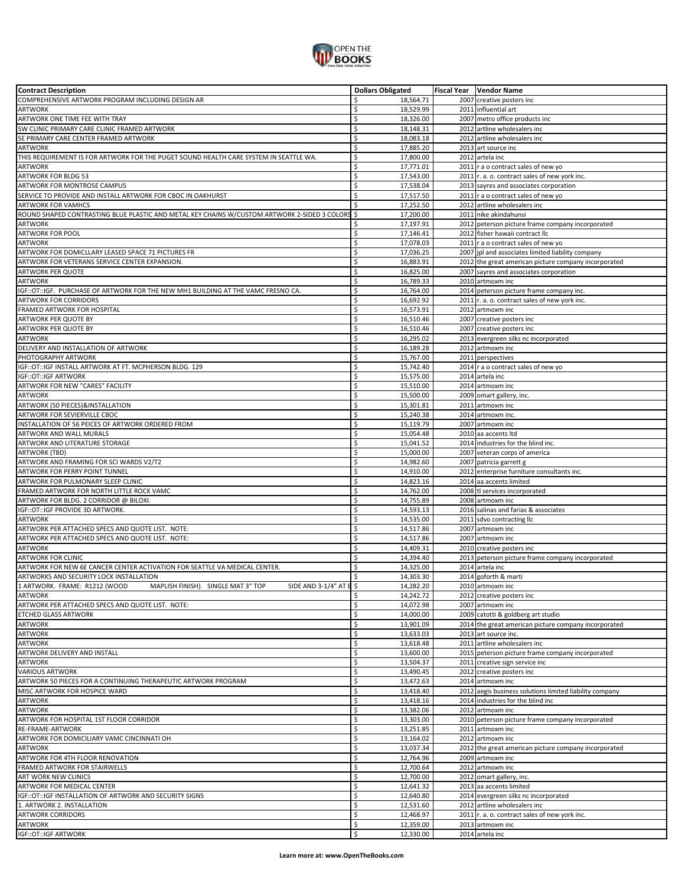| Contract Description | Dollars Obligated | Fiscal Year | Vendor Name |
|---|---|---|---|
| COMPREHENSIVE ARTWORK PROGRAM INCLUDING DESIGN AR | $ 18,564.71 | 2007 | creative posters inc |
| ARTWORK | $ 18,529.99 | 2011 | influential art |
| ARTWORK ONE TIME FEE WITH TRAY | $ 18,326.00 | 2007 | metro office products inc |
| SW CLINIC PRIMARY CARE CLINIC FRAMED ARTWORK | $ 18,148.31 | 2012 | artline wholesalers inc |
| SE PRIMARY CARE CENTER FRAMED ARTWORK | $ 18,083.18 | 2012 | artline wholesalers inc |
| ARTWORK | $ 17,885.20 | 2013 | art source inc |
| THIS REQUIREMENT IS FOR ARTWORK FOR THE PUGET SOUND HEALTH CARE SYSTEM IN SEATTLE WA. | $ 17,800.00 | 2012 | artela inc |
| ARTWORK | $ 17,771.01 | 2011 | r a o contract sales of new yo |
| ARTWORK FOR BLDG 53 | $ 17,543.00 | 2011 | r. a. o. contract sales of new york inc. |
| ARTWORK FOR MONTROSE CAMPUS | $ 17,538.04 | 2013 | sayres and associates corporation |
| SERVICE TO PROVIDE AND INSTALL ARTWORK FOR CBOC IN OAKHURST | $ 17,517.50 | 2011 | r a o contract sales of new yo |
| ARTWORK FOR VAMHCS | $ 17,252.50 | 2012 | artline wholesalers inc |
| ROUND SHAPED CONTRASTING BLUE PLASTIC AND METAL KEY CHAINS W/CUSTOM ARTWORK 2-SIDED 3 COLORS | $ 17,200.00 | 2011 | nike akindahunsi |
| ARTWORK | $ 17,197.91 | 2012 | peterson picture frame company incorporated |
| ARTWORK FOR POOL | $ 17,146.41 | 2012 | fisher hawaii contract llc |
| ARTWORK | $ 17,078.03 | 2011 | r a o contract sales of new yo |
| ARTWORK FOR DOMICLLARY LEASED SPACE 71 PICTURES FR | $ 17,036.25 | 2007 | jpl and associates limited liability company |
| ARTWORK FOR VETERANS SERVICE CENTER EXPANSION. | $ 16,883.91 | 2012 | the great american picture company incorporated |
| ARTWORK PER QUOTE | $ 16,825.00 | 2007 | sayres and associates corporation |
| ARTWORK | $ 16,789.33 | 2010 | artmoxm inc |
| IGF::OT::IGF. PURCHASE OF ARTWORK FOR THE NEW MH1 BUILDING AT THE VAMC FRESNO CA. | $ 16,764.00 | 2014 | peterson picture frame company inc. |
| ARTWORK FOR CORRIDORS | $ 16,692.92 | 2011 | r. a. o. contract sales of new york inc. |
| FRAMED ARTWORK FOR HOSPITAL | $ 16,573.91 | 2012 | artmoxm inc |
| ARTWORK PER QUOTE BY | $ 16,510.46 | 2007 | creative posters inc |
| ARTWORK PER QUOTE BY | $ 16,510.46 | 2007 | creative posters inc |
| ARTWORK | $ 16,295.02 | 2013 | evergreen silks nc incorporated |
| DELIVERY AND INSTALLATION OF ARTWORK | $ 16,189.28 | 2012 | artmoxm inc |
| PHOTOGRAPHY ARTWORK | $ 15,767.00 | 2011 | perspectives |
| IGF::OT::IGF INSTALL ARTWORK AT FT. MCPHERSON BLDG. 129 | $ 15,742.40 | 2014 | r a o contract sales of new yo |
| IGF::OT::IGF ARTWORK | $ 15,575.00 | 2014 | artela inc |
| ARTWORK FOR NEW "CARES" FACILITY | $ 15,510.00 | 2014 | artmoxm inc |
| ARTWORK | $ 15,500.00 | 2009 | omart gallery, inc. |
| ARTWORK (50 PIECES)&INSTALLATION | $ 15,301.81 | 2011 | artmoxm inc |
| ARTWORK FOR SEVIERVILLE CBOC | $ 15,240.38 | 2014 | artmoxm inc. |
| INSTALLATION OF 56 PEICES OF ARTWORK ORDERED FROM | $ 15,119.79 | 2007 | artmoxm inc |
| ARTWORK AND WALL MURALS | $ 15,054.48 | 2010 | aa accents ltd |
| ARTWORK AND LITERATURE STORAGE | $ 15,041.52 | 2014 | industries for the blind inc. |
| ARTWORK (TBD) | $ 15,000.00 | 2007 | veteran corps of america |
| ARTWORK AND FRAMING FOR SCI WARDS V2/T2 | $ 14,982.60 | 2007 | patricia garrett g |
| ARTWORK FOR PERRY POINT TUNNEL | $ 14,910.00 | 2012 | enterprise furniture consultants inc. |
| ARTWORK FOR PULMONARY SLEEP CLINIC | $ 14,823.16 | 2014 | aa accents limited |
| FRAMED ARTWORK FOR NORTH LITTLE ROCK VAMC | $ 14,762.00 | 2008 | tl services incorporated |
| ARTWORK FOR BLDG. 2 CORRIDOR @ BILOXI. | $ 14,755.89 | 2008 | artmoxm inc |
| IGF::OT::IGF PROVIDE 3D ARTWORK. | $ 14,593.13 | 2016 | salinas and farias & associates |
| ARTWORK | $ 14,535.00 | 2011 | sdvo contracting llc |
| ARTWORK PER ATTACHED SPECS AND QUOTE LIST. NOTE: | $ 14,517.86 | 2007 | artmoxm inc |
| ARTWORK PER ATTACHED SPECS AND QUOTE LIST. NOTE: | $ 14,517.86 | 2007 | artmoxm inc |
| ARTWORK | $ 14,409.31 | 2010 | creative posters inc |
| ARTWORK FOR CLINIC | $ 14,394.40 | 2013 | peterson picture frame company incorporated |
| ARTWORK FOR NEW 6E CANCER CENTER ACTIVATION FOR SEATTLE VA MEDICAL CENTER. | $ 14,325.00 | 2014 | artela inc |
| ARTWORKS AND SECURITY LOCK INSTALLATION | $ 14,303.30 | 2014 | goforth & marti |
| 1 ARTWORK. FRAME: R1212 (WOOD MAPLISH FINISH). SINGLE MAT 3" TOP SIDE AND 3-1/4" AT E | $ 14,282.20 | 2010 | artmoxm inc |
| ARTWORK | $ 14,242.72 | 2012 | creative posters inc |
| ARTWORK PER ATTACHED SPECS AND QUOTE LIST. NOTE: | $ 14,072.98 | 2007 | artmoxm inc |
| ETCHED GLASS ARTWORK | $ 14,000.00 | 2009 | catotti & goldberg art studio |
| ARTWORK | $ 13,901.09 | 2014 | the great american picture company incorporated |
| ARTWORK | $ 13,633.03 | 2013 | art source inc. |
| ARTWORK | $ 13,618.48 | 2011 | artline wholesalers inc |
| ARTWORK DELIVERY AND INSTALL | $ 13,600.00 | 2015 | peterson picture frame company incorporated |
| ARTWORK | $ 13,504.37 | 2011 | creative sign service inc |
| VARIOUS ARTWORK | $ 13,490.45 | 2012 | creative posters inc |
| ARTWORK 50 PIECES FOR A CONTINUING THERAPEUTIC ARTWORK PROGRAM | $ 13,472.63 | 2014 | artmoxm inc |
| MISC ARTWORK FOR HOSPICE WARD | $ 13,418.40 | 2012 | aegis business solutions limited liability company |
| ARTWORK | $ 13,418.16 | 2014 | industries for the blind inc |
| ARTWORK | $ 13,382.06 | 2012 | artmoxm inc |
| ARTWORK FOR HOSPITAL 1ST FLOOR CORRIDOR | $ 13,303.00 | 2010 | peterson picture frame company incorporated |
| RE-FRAME-ARTWORK | $ 13,251.85 | 2011 | artmoxm inc |
| ARTWORK FOR DOMICILIARY VAMC CINCINNATI OH | $ 13,164.02 | 2012 | artmoxm inc |
| ARTWORK | $ 13,037.34 | 2012 | the great american picture company incorporated |
| ARTWORK FOR 4TH FLOOR RENOVATION | $ 12,764.96 | 2009 | artmoxm inc |
| FRAMED ARTWORK FOR STAIRWELLS | $ 12,700.64 | 2012 | artmoxm inc |
| ART WORK NEW CLINICS | $ 12,700.00 | 2012 | omart gallery, inc. |
| ARTWORK FOR MEDICAL CENTER | $ 12,641.32 | 2013 | aa accents limited |
| IGF::OT::IGF INSTALLATION OF ARTWORK AND SECURITY SIGNS | $ 12,640.80 | 2014 | evergreen silks nc incorporated |
| 1. ARTWORK 2. INSTALLATION | $ 12,531.60 | 2012 | artline wholesalers inc |
| ARTWORK CORRIDORS | $ 12,468.97 | 2011 | r. a. o. contract sales of new york inc. |
| ARTWORK | $ 12,359.00 | 2013 | artmoxm inc |
| IGF::OT::IGF ARTWORK | $ 12,330.00 | 2014 | artela inc |

**Learn more at: www.OpenTheBooks.com**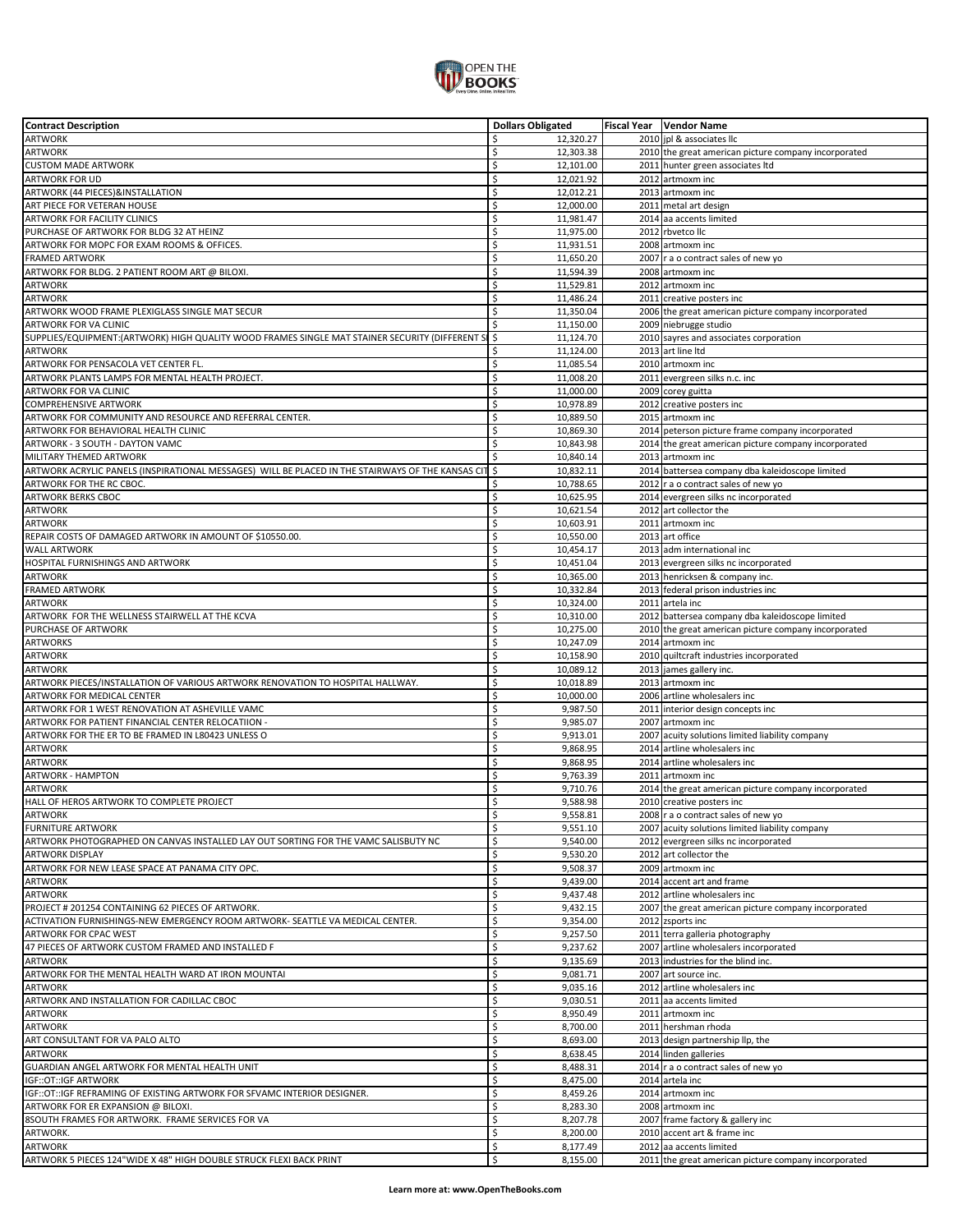| Contract Description | Dollars Obligated | Fiscal Year | Vendor Name |
|---|---|---|---|
| ARTWORK | $ 12,320.27 | 2010 | jpl & associates llc |
| ARTWORK | $ 12,303.38 | 2010 | the great american picture company incorporated |
| CUSTOM MADE ARTWORK | $ 12,101.00 | 2011 | hunter green associates ltd |
| ARTWORK FOR UD | $ 12,021.92 | 2012 | artmoxm inc |
| ARTWORK (44 PIECES)&INSTALLATION | $ 12,012.21 | 2013 | artmoxm inc |
| ART PIECE FOR VETERAN HOUSE | $ 12,000.00 | 2011 | metal art design |
| ARTWORK FOR FACILITY CLINICS | $ 11,981.47 | 2014 | aa accents limited |
| PURCHASE OF ARTWORK FOR BLDG 32 AT HEINZ | $ 11,975.00 | 2012 | rbvetco llc |
| ARTWORK FOR MOPC FOR EXAM ROOMS & OFFICES. | $ 11,931.51 | 2008 | artmoxm inc |
| FRAMED ARTWORK | $ 11,650.20 | 2007 | r a o contract sales of new yo |
| ARTWORK FOR BLDG. 2 PATIENT ROOM ART @ BILOXI. | $ 11,594.39 | 2008 | artmoxm inc |
| ARTWORK | $ 11,529.81 | 2012 | artmoxm inc |
| ARTWORK | $ 11,486.24 | 2011 | creative posters inc |
| ARTWORK WOOD FRAME PLEXIGLASS SINGLE MAT SECUR | $ 11,350.04 | 2006 | the great american picture company incorporated |
| ARTWORK FOR VA CLINIC | $ 11,150.00 | 2009 | niebrugge studio |
| SUPPLIES/EQUIPMENT:(ARTWORK) HIGH QUALITY WOOD FRAMES SINGLE MAT STAINER SECURITY (DIFFERENT S | $ 11,124.70 | 2010 | sayres and associates corporation |
| ARTWORK | $ 11,124.00 | 2013 | art line ltd |
| ARTWORK FOR PENSACOLA VET CENTER FL. | $ 11,085.54 | 2010 | artmoxm inc |
| ARTWORK PLANTS LAMPS FOR MENTAL HEALTH PROJECT. | $ 11,008.20 | 2011 | evergreen silks n.c. inc |
| ARTWORK FOR VA CLINIC | $ 11,000.00 | 2009 | corey guitta |
| COMPREHENSIVE ARTWORK | $ 10,978.89 | 2012 | creative posters inc |
| ARTWORK FOR COMMUNITY AND RESOURCE AND REFERRAL CENTER. | $ 10,889.50 | 2015 | artmoxm inc |
| ARTWORK FOR BEHAVIORAL HEALTH CLINIC | $ 10,869.30 | 2014 | peterson picture frame company incorporated |
| ARTWORK - 3 SOUTH - DAYTON VAMC | $ 10,843.98 | 2014 | the great american picture company incorporated |
| MILITARY THEMED ARTWORK | $ 10,840.14 | 2013 | artmoxm inc |
| ARTWORK ACRYLIC PANELS (INSPIRATIONAL MESSAGES) WILL BE PLACED IN THE STAIRWAYS OF THE KANSAS CIT | $ 10,832.11 | 2014 | battersea company dba kaleidoscope limited |
| ARTWORK FOR THE RC CBOC. | $ 10,788.65 | 2012 | r a o contract sales of new yo |
| ARTWORK BERKS CBOC | $ 10,625.95 | 2014 | evergreen silks nc incorporated |
| ARTWORK | $ 10,621.54 | 2012 | art collector the |
| ARTWORK | $ 10,603.91 | 2011 | artmoxm inc |
| REPAIR COSTS OF DAMAGED ARTWORK IN AMOUNT OF $10550.00. | $ 10,550.00 | 2013 | art office |
| WALL ARTWORK | $ 10,454.17 | 2013 | adm international inc |
| HOSPITAL FURNISHINGS AND ARTWORK | $ 10,451.04 | 2013 | evergreen silks nc incorporated |
| ARTWORK | $ 10,365.00 | 2013 | henricksen & company inc. |
| FRAMED ARTWORK | $ 10,332.84 | 2013 | federal prison industries inc |
| ARTWORK | $ 10,324.00 | 2011 | artela inc |
| ARTWORK FOR THE WELLNESS STAIRWELL AT THE KCVA | $ 10,310.00 | 2012 | battersea company dba kaleidoscope limited |
| PURCHASE OF ARTWORK | $ 10,275.00 | 2010 | the great american picture company incorporated |
| ARTWORKS | $ 10,247.09 | 2014 | artmoxm inc |
| ARTWORK | $ 10,158.90 | 2010 | quiltcraft industries incorporated |
| ARTWORK | $ 10,089.12 | 2013 | james gallery inc. |
| ARTWORK PIECES/INSTALLATION OF VARIOUS ARTWORK RENOVATION TO HOSPITAL HALLWAY. | $ 10,018.89 | 2013 | artmoxm inc |
| ARTWORK FOR MEDICAL CENTER | $ 10,000.00 | 2006 | artline wholesalers inc |
| ARTWORK FOR 1 WEST RENOVATION AT ASHEVILLE VAMC | $ 9,987.50 | 2011 | interior design concepts inc |
| ARTWORK FOR PATIENT FINANCIAL CENTER RELOCATIION - | $ 9,985.07 | 2007 | artmoxm inc |
| ARTWORK FOR THE ER TO BE FRAMED IN L80423 UNLESS O | $ 9,913.01 | 2007 | acuity solutions limited liability company |
| ARTWORK | $ 9,868.95 | 2014 | artline wholesalers inc |
| ARTWORK | $ 9,868.95 | 2014 | artline wholesalers inc |
| ARTWORK - HAMPTON | $ 9,763.39 | 2011 | artmoxm inc |
| ARTWORK | $ 9,710.76 | 2014 | the great american picture company incorporated |
| HALL OF HEROS ARTWORK TO COMPLETE PROJECT | $ 9,588.98 | 2010 | creative posters inc |
| ARTWORK | $ 9,558.81 | 2008 | r a o contract sales of new yo |
| FURNITURE ARTWORK | $ 9,551.10 | 2007 | acuity solutions limited liability company |
| ARTWORK PHOTOGRAPHED ON CANVAS INSTALLED LAY OUT SORTING FOR THE VAMC SALISBUTY NC | $ 9,540.00 | 2012 | evergreen silks nc incorporated |
| ARTWORK DISPLAY | $ 9,530.20 | 2012 | art collector the |
| ARTWORK FOR NEW LEASE SPACE AT PANAMA CITY OPC. | $ 9,508.37 | 2009 | artmoxm inc |
| ARTWORK | $ 9,439.00 | 2014 | accent art and frame |
| ARTWORK | $ 9,437.48 | 2012 | artline wholesalers inc |
| PROJECT # 201254 CONTAINING 62 PIECES OF ARTWORK. | $ 9,432.15 | 2007 | the great american picture company incorporated |
| ACTIVATION FURNISHINGS-NEW EMERGENCY ROOM ARTWORK- SEATTLE VA MEDICAL CENTER. | $ 9,354.00 | 2012 | zsports inc |
| ARTWORK FOR CPAC WEST | $ 9,257.50 | 2011 | terra galleria photography |
| 47 PIECES OF ARTWORK CUSTOM FRAMED AND INSTALLED F | $ 9,237.62 | 2007 | artline wholesalers incorporated |
| ARTWORK | $ 9,135.69 | 2013 | industries for the blind inc. |
| ARTWORK FOR THE MENTAL HEALTH WARD AT IRON MOUNTAI | $ 9,081.71 | 2007 | art source inc. |
| ARTWORK | $ 9,035.16 | 2012 | artline wholesalers inc |
| ARTWORK AND INSTALLATION FOR CADILLAC CBOC | $ 9,030.51 | 2011 | aa accents limited |
| ARTWORK | $ 8,950.49 | 2011 | artmoxm inc |
| ARTWORK | $ 8,700.00 | 2011 | hershman rhoda |
| ART CONSULTANT FOR VA PALO ALTO | $ 8,693.00 | 2013 | design partnership llp, the |
| ARTWORK | $ 8,638.45 | 2014 | linden galleries |
| GUARDIAN ANGEL ARTWORK FOR MENTAL HEALTH UNIT | $ 8,488.31 | 2014 | r a o contract sales of new yo |
| IGF::OT::IGF ARTWORK | $ 8,475.00 | 2014 | artela inc |
| IGF::OT::IGF REFRAMING OF EXISTING ARTWORK FOR SFVAMC INTERIOR DESIGNER. | $ 8,459.26 | 2014 | artmoxm inc |
| ARTWORK FOR ER EXPANSION @ BILOXI. | $ 8,283.30 | 2008 | artmoxm inc |
| 8SOUTH FRAMES FOR ARTWORK. FRAME SERVICES FOR VA | $ 8,207.78 | 2007 | frame factory & gallery inc |
| ARTWORK. | $ 8,200.00 | 2010 | accent art & frame inc |
| ARTWORK | $ 8,177.49 | 2012 | aa accents limited |
| ARTWORK 5 PIECES 124"WIDE X 48" HIGH DOUBLE STRUCK FLEXI BACK PRINT | $ 8,155.00 | 2011 | the great american picture company incorporated |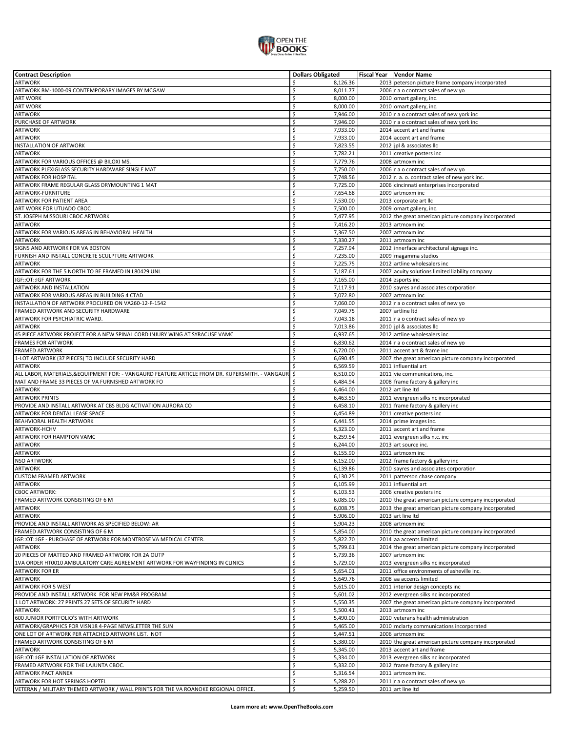| Contract Description | Dollars Obligated | Fiscal Year | Vendor Name |
|---|---|---|---|
| ARTWORK | $ 8,126.36 | 2013 | peterson picture frame company incorporated |
| ARTWORK BM-1000-09 CONTEMPORARY IMAGES BY MCGAW | $ 8,011.77 | 2006 | r a o contract sales of new yo |
| ART WORK | $ 8,000.00 | 2010 | omart gallery, inc. |
| ART WORK | $ 8,000.00 | 2010 | omart gallery, inc. |
| ARTWORK | $ 7,946.00 | 2010 | r a o contract sales of new york inc |
| PURCHASE OF ARTWORK | $ 7,946.00 | 2010 | r a o contract sales of new york inc |
| ARTWORK | $ 7,933.00 | 2014 | accent art and frame |
| ARTWORK | $ 7,933.00 | 2014 | accent art and frame |
| INSTALLATION OF ARTWORK | $ 7,823.55 | 2012 | jpl & associates llc |
| ARTWORK | $ 7,782.21 | 2011 | creative posters inc |
| ARTWORK FOR VARIOUS OFFICES @ BILOXI MS. | $ 7,779.76 | 2008 | artmoxm inc |
| ARTWORK PLEXIGLASS SECURITY HARDWARE SINGLE MAT | $ 7,750.00 | 2006 | r a o contract sales of new yo |
| ARTWORK FOR HOSPITAL | $ 7,748.56 | 2012 | r. a. o. contract sales of new york inc. |
| ARTWORK FRAME REGULAR GLASS DRYMOUNTING 1 MAT | $ 7,725.00 | 2006 | cincinnati enterprises incorporated |
| ARTWORK-FURNITURE | $ 7,654.68 | 2009 | artmoxm inc |
| ARTWORK FOR PATIENT AREA | $ 7,530.00 | 2013 | corporate art llc |
| ART WORK FOR UTUADO CBOC | $ 7,500.00 | 2009 | omart gallery, inc. |
| ST. JOSEPH MISSOURI CBOC ARTWORK | $ 7,477.95 | 2012 | the great american picture company incorporated |
| ARTWORK | $ 7,416.20 | 2013 | artmoxm inc |
| ARTWORK FOR VARIOUS AREAS IN BEHAVIORAL HEALTH | $ 7,367.50 | 2007 | artmoxm inc |
| ARTWORK | $ 7,330.27 | 2011 | artmoxm inc |
| SIGNS AND ARTWORK FOR VA BOSTON | $ 7,257.94 | 2012 | innerface architectural signage inc. |
| FURNISH AND INSTALL CONCRETE SCULPTURE ARTWORK | $ 7,235.00 | 2009 | magamma studios |
| ARTWORK | $ 7,225.75 | 2012 | artline wholesalers inc |
| ARTWORK FOR THE 5 NORTH TO BE FRAMED IN L80429 UNL | $ 7,187.61 | 2007 | acuity solutions limited liability company |
| IGF::OT::IGF ARTWORK | $ 7,165.00 | 2014 | zsports inc |
| ARTWORK AND INSTALLATION | $ 7,117.91 | 2010 | sayres and associates corporation |
| ARTWORK FOR VARIOUS AREAS IN BUILDING 4 CTAD | $ 7,072.80 | 2007 | artmoxm inc |
| INSTALLATION OF ARTWORK PROCURED ON VA260-12-F-1542 | $ 7,060.00 | 2012 | r a o contract sales of new yo |
| FRAMED ARTWORK AND SECURITY HARDWARE | $ 7,049.75 | 2007 | artline ltd |
| ARTWORK FOR PSYCHIATRIC WARD. | $ 7,043.18 | 2011 | r a o contract sales of new yo |
| ARTWORK | $ 7,013.86 | 2010 | jpl & associates llc |
| 45 PIECE ARTWORK PROJECT FOR A NEW SPINAL CORD INJURY WING AT SYRACUSE VAMC | $ 6,937.65 | 2012 | artline wholesalers inc |
| FRAMES FOR ARTWORK | $ 6,830.62 | 2014 | r a o contract sales of new yo |
| FRAMED ARTWORK | $ 6,720.00 | 2011 | accent art & frame inc |
| 1-LOT ARTWORK (37 PIECES) TO INCLUDE SECURITY HARD | $ 6,690.45 | 2007 | the great american picture company incorporated |
| ARTWORK | $ 6,569.59 | 2011 | influential art |
| ALL LABOR, MATERIALS,&EQUIPMENT FOR: - VANGAURD FEATURE ARTICLE FROM DR. KUPERSMITH. - VANGAUR | $ 6,510.00 | 2011 | vie communications, inc. |
| MAT AND FRAME 33 PIECES OF VA FURNISHED ARTWORK FO | $ 6,484.94 | 2008 | frame factory & gallery inc |
| ARTWORK | $ 6,464.00 | 2012 | art line ltd |
| ARTWORK PRINTS | $ 6,463.50 | 2011 | evergreen silks nc incorporated |
| PROVIDE AND INSTALL ARTWORK AT CBS BLDG ACTIVATION AURORA CO | $ 6,458.10 | 2011 | frame factory & gallery inc |
| ARTWORK FOR DENTAL LEASE SPACE | $ 6,454.89 | 2011 | creative posters inc |
| BEAHVIORAL HEALTH ARTWORK | $ 6,441.55 | 2014 | prime images inc. |
| ARTWORK-HCHV | $ 6,323.00 | 2011 | accent art and frame |
| ARTWORK FOR HAMPTON VAMC | $ 6,259.54 | 2011 | evergreen silks n.c. inc |
| ARTWORK | $ 6,244.00 | 2013 | art source inc. |
| ARTWORK | $ 6,155.90 | 2011 | artmoxm inc |
| NSO ARTWORK | $ 6,152.00 | 2012 | frame factory & gallery inc |
| ARTWORK | $ 6,139.86 | 2010 | sayres and associates corporation |
| CUSTOM FRAMED ARTWORK | $ 6,130.25 | 2011 | patterson chase company |
| ARTWORK | $ 6,105.99 | 2011 | influential art |
| CBOC ARTWORK: | $ 6,103.53 | 2006 | creative posters inc |
| FRAMED ARTWORK CONSISTING OF 6 M | $ 6,085.00 | 2010 | the great american picture company incorporated |
| ARTWORK | $ 6,008.75 | 2013 | the great american picture company incorporated |
| ARTWORK | $ 5,906.00 | 2013 | art line ltd |
| PROVIDE AND INSTALL ARTWORK AS SPECIFIED BELOW: AR | $ 5,904.23 | 2008 | artmoxm inc |
| FRAMED ARTWORK CONSISTING OF 6 M | $ 5,854.00 | 2010 | the great american picture company incorporated |
| IGF::OT::IGF - PURCHASE OF ARTWORK FOR MONTROSE VA MEDICAL CENTER. | $ 5,822.70 | 2014 | aa accents limited |
| ARTWORK | $ 5,799.61 | 2014 | the great american picture company incorporated |
| 20 PIECES OF MATTED AND FRAMED ARTWORK FOR 2A OUTP | $ 5,739.36 | 2007 | artmoxm inc |
| 1VA ORDER HT0010 AMBULATORY CARE AGREEMENT ARTWORK FOR WAYFINDING IN CLINICS | $ 5,729.00 | 2013 | evergreen silks nc incorporated |
| ARTWORK FOR ER | $ 5,654.01 | 2011 | office environments of asheville inc. |
| ARTWORK | $ 5,649.76 | 2008 | aa accents limited |
| ARTWORK FOR 5 WEST | $ 5,615.00 | 2011 | interior design concepts inc |
| PROVIDE AND INSTALL ARTWORK FOR NEW PM&R PROGRAM | $ 5,601.02 | 2012 | evergreen silks nc incorporated |
| 1 LOT ARTWORK: 27 PRINTS 27 SETS OF SECURITY HARD | $ 5,550.35 | 2007 | the great american picture company incorporated |
| ARTWORK | $ 5,500.41 | 2013 | artmoxm inc |
| 600 JUNIOR PORTFOLIO'S WITH ARTWORK | $ 5,490.00 | 2010 | veterans health administration |
| ARTWORK/GRAPHICS FOR VISN18 4-PAGE NEWSLETTER THE SUN | $ 5,465.00 | 2010 | mclarty communications incorporated |
| ONE LOT OF ARTWORK PER ATTACHED ARTWORK LIST. NOT | $ 5,447.51 | 2006 | artmoxm inc |
| FRAMED ARTWORK CONSISTING OF 6 M | $ 5,380.00 | 2010 | the great american picture company incorporated |
| ARTWORK | $ 5,345.00 | 2013 | accent art and frame |
| IGF::OT::IGF INSTALLATION OF ARTWORK | $ 5,334.00 | 2013 | evergreen silks nc incorporated |
| FRAMED ARTWORK FOR THE LAJUNTA CBOC. | $ 5,332.00 | 2012 | frame factory & gallery inc |
| ARTWORK PACT ANNEX | $ 5,316.54 | 2011 | artmoxm inc. |
| ARTWORK FOR HOT SPRINGS HOPTEL | $ 5,288.20 | 2011 | r a o contract sales of new yo |
| VETERAN / MILITARY THEMED ARTWORK / WALL PRINTS FOR THE VA ROANOKE REGIONAL OFFICE. | $ 5,259.50 | 2011 | art line ltd |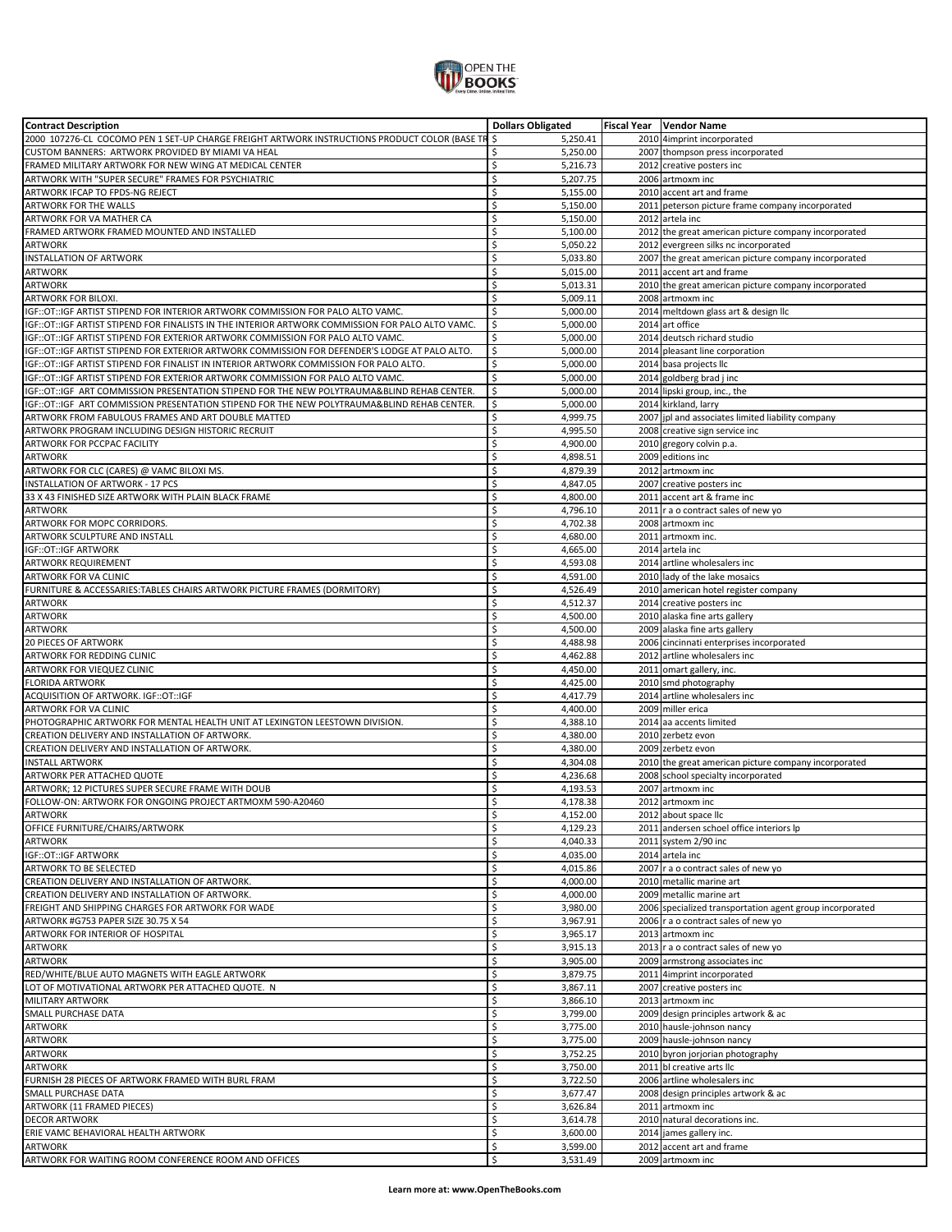| Contract Description | Dollars Obligated | Fiscal Year | Vendor Name |
|---|---|---|---|
| 2000 107276-CL COCOMO PEN 1 SET-UP CHARGE FREIGHT ARTWORK INSTRUCTIONS PRODUCT COLOR (BASE TR | $ 5,250.41 | 2010 | 4imprint incorporated |
| CUSTOM BANNERS: ARTWORK PROVIDED BY MIAMI VA HEAL | $ 5,250.00 | 2007 | thompson press incorporated |
| FRAMED MILITARY ARTWORK FOR NEW WING AT MEDICAL CENTER | $ 5,216.73 | 2012 | creative posters inc |
| ARTWORK WITH "SUPER SECURE" FRAMES FOR PSYCHIATRIC | $ 5,207.75 | 2006 | artmoxm inc |
| ARTWORK IFCAP TO FPDS-NG REJECT | $ 5,155.00 | 2010 | accent art and frame |
| ARTWORK FOR THE WALLS | $ 5,150.00 | 2011 | peterson picture frame company incorporated |
| ARTWORK FOR VA MATHER CA | $ 5,150.00 | 2012 | artela inc |
| FRAMED ARTWORK FRAMED MOUNTED AND INSTALLED | $ 5,100.00 | 2012 | the great american picture company incorporated |
| ARTWORK | $ 5,050.22 | 2012 | evergreen silks nc incorporated |
| INSTALLATION OF ARTWORK | $ 5,033.80 | 2007 | the great american picture company incorporated |
| ARTWORK | $ 5,015.00 | 2011 | accent art and frame |
| ARTWORK | $ 5,013.31 | 2010 | the great american picture company incorporated |
| ARTWORK FOR BILOXI. | $ 5,009.11 | 2008 | artmoxm inc |
| IGF::OT::IGF ARTIST STIPEND FOR INTERIOR ARTWORK COMMISSION FOR PALO ALTO VAMC. | $ 5,000.00 | 2014 | meltdown glass art & design llc |
| IGF::OT::IGF ARTIST STIPEND FOR FINALISTS IN THE INTERIOR ARTWORK COMMISSION FOR PALO ALTO VAMC. | $ 5,000.00 | 2014 | art office |
| IGF::OT::IGF ARTIST STIPEND FOR EXTERIOR ARTWORK COMMISSION FOR PALO ALTO VAMC. | $ 5,000.00 | 2014 | deutsch richard studio |
| IGF::OT::IGF ARTIST STIPEND FOR EXTERIOR ARTWORK COMMISSION FOR DEFENDER'S LODGE AT PALO ALTO. | $ 5,000.00 | 2014 | pleasant line corporation |
| IGF::OT::IGF ARTIST STIPEND FOR FINALIST IN INTERIOR ARTWORK COMMISSION FOR PALO ALTO. | $ 5,000.00 | 2014 | basa projects llc |
| IGF::OT::IGF ARTIST STIPEND FOR EXTERIOR ARTWORK COMMISSION FOR PALO ALTO VAMC. | $ 5,000.00 | 2014 | goldberg brad j inc |
| IGF::OT::IGF ART COMMISSION PRESENTATION STIPEND FOR THE NEW POLYTRAUMA&BLIND REHAB CENTER. | $ 5,000.00 | 2014 | lipski group, inc., the |
| IGF::OT::IGF ART COMMISSION PRESENTATION STIPEND FOR THE NEW POLYTRAUMA&BLIND REHAB CENTER. | $ 5,000.00 | 2014 | kirkland, larry |
| ARTWORK FROM FABULOUS FRAMES AND ART DOUBLE MATTED | $ 4,999.75 | 2007 | jpl and associates limited liability company |
| ARTWORK PROGRAM INCLUDING DESIGN HISTORIC RECRUIT | $ 4,995.50 | 2008 | creative sign service inc |
| ARTWORK FOR PCCPAC FACILITY | $ 4,900.00 | 2010 | gregory colvin p.a. |
| ARTWORK | $ 4,898.51 | 2009 | editions inc |
| ARTWORK FOR CLC (CARES) @ VAMC BILOXI MS. | $ 4,879.39 | 2012 | artmoxm inc |
| INSTALLATION OF ARTWORK - 17 PCS | $ 4,847.05 | 2007 | creative posters inc |
| 33 X 43 FINISHED SIZE ARTWORK WITH PLAIN BLACK FRAME | $ 4,800.00 | 2011 | accent art & frame inc |
| ARTWORK | $ 4,796.10 | 2011 | r a o contract sales of new yo |
| ARTWORK FOR MOPC CORRIDORS. | $ 4,702.38 | 2008 | artmoxm inc |
| ARTWORK SCULPTURE AND INSTALL | $ 4,680.00 | 2011 | artmoxm inc. |
| IGF::OT::IGF ARTWORK | $ 4,665.00 | 2014 | artela inc |
| ARTWORK REQUIREMENT | $ 4,593.08 | 2014 | artline wholesalers inc |
| ARTWORK FOR VA CLINIC | $ 4,591.00 | 2010 | lady of the lake mosaics |
| FURNITURE & ACCESSARIES:TABLES CHAIRS ARTWORK PICTURE FRAMES (DORMITORY) | $ 4,526.49 | 2010 | american hotel register company |
| ARTWORK | $ 4,512.37 | 2014 | creative posters inc |
| ARTWORK | $ 4,500.00 | 2010 | alaska fine arts gallery |
| ARTWORK | $ 4,500.00 | 2009 | alaska fine arts gallery |
| 20 PIECES OF ARTWORK | $ 4,488.98 | 2006 | cincinnati enterprises incorporated |
| ARTWORK FOR REDDING CLINIC | $ 4,462.88 | 2012 | artline wholesalers inc |
| ARTWORK FOR VIEQUEZ CLINIC | $ 4,450.00 | 2011 | omart gallery, inc. |
| FLORIDA ARTWORK | $ 4,425.00 | 2010 | smd photography |
| ACQUISITION OF ARTWORK. IGF::OT::IGF | $ 4,417.79 | 2014 | artline wholesalers inc |
| ARTWORK FOR VA CLINIC | $ 4,400.00 | 2009 | miller erica |
| PHOTOGRAPHIC ARTWORK FOR MENTAL HEALTH UNIT AT LEXINGTON LEESTOWN DIVISION. | $ 4,388.10 | 2014 | aa accents limited |
| CREATION DELIVERY AND INSTALLATION OF ARTWORK. | $ 4,380.00 | 2010 | zerbetz evon |
| CREATION DELIVERY AND INSTALLATION OF ARTWORK. | $ 4,380.00 | 2009 | zerbetz evon |
| INSTALL ARTWORK | $ 4,304.08 | 2010 | the great american picture company incorporated |
| ARTWORK PER ATTACHED QUOTE | $ 4,236.68 | 2008 | school specialty incorporated |
| ARTWORK; 12 PICTURES SUPER SECURE FRAME WITH DOUB | $ 4,193.53 | 2007 | artmoxm inc |
| FOLLOW-ON: ARTWORK FOR ONGOING PROJECT ARTMOXM 590-A20460 | $ 4,178.38 | 2012 | artmoxm inc |
| ARTWORK | $ 4,152.00 | 2012 | about space llc |
| OFFICE FURNITURE/CHAIRS/ARTWORK | $ 4,129.23 | 2011 | andersen schoel office interiors lp |
| ARTWORK | $ 4,040.33 | 2011 | system 2/90 inc |
| IGF::OT::IGF ARTWORK | $ 4,035.00 | 2014 | artela inc |
| ARTWORK TO BE SELECTED | $ 4,015.86 | 2007 | r a o contract sales of new yo |
| CREATION DELIVERY AND INSTALLATION OF ARTWORK. | $ 4,000.00 | 2010 | metallic marine art |
| CREATION DELIVERY AND INSTALLATION OF ARTWORK. | $ 4,000.00 | 2009 | metallic marine art |
| FREIGHT AND SHIPPING CHARGES FOR ARTWORK FOR WADE | $ 3,980.00 | 2006 | specialized transportation agent group incorporated |
| ARTWORK #G753 PAPER SIZE 30.75 X 54 | $ 3,967.91 | 2006 | r a o contract sales of new yo |
| ARTWORK FOR INTERIOR OF HOSPITAL | $ 3,965.17 | 2013 | artmoxm inc |
| ARTWORK | $ 3,915.13 | 2013 | r a o contract sales of new yo |
| ARTWORK | $ 3,905.00 | 2009 | armstrong associates inc |
| RED/WHITE/BLUE AUTO MAGNETS WITH EAGLE ARTWORK | $ 3,879.75 | 2011 | 4imprint incorporated |
| LOT OF MOTIVATIONAL ARTWORK PER ATTACHED QUOTE. N | $ 3,867.11 | 2007 | creative posters inc |
| MILITARY ARTWORK | $ 3,866.10 | 2013 | artmoxm inc |
| SMALL PURCHASE DATA | $ 3,799.00 | 2009 | design principles artwork & ac |
| ARTWORK | $ 3,775.00 | 2010 | hausle-johnson nancy |
| ARTWORK | $ 3,775.00 | 2009 | hausle-johnson nancy |
| ARTWORK | $ 3,752.25 | 2010 | byron jorjorian photography |
| ARTWORK | $ 3,750.00 | 2011 | bl creative arts llc |
| FURNISH 28 PIECES OF ARTWORK FRAMED WITH BURL FRAM | $ 3,722.50 | 2006 | artline wholesalers inc |
| SMALL PURCHASE DATA | $ 3,677.47 | 2008 | design principles artwork & ac |
| ARTWORK (11 FRAMED PIECES) | $ 3,626.84 | 2011 | artmoxm inc |
| DECOR ARTWORK | $ 3,614.78 | 2010 | natural decorations inc. |
| ERIE VAMC BEHAVIORAL HEALTH ARTWORK | $ 3,600.00 | 2014 | james gallery inc. |
| ARTWORK | $ 3,599.00 | 2012 | accent art and frame |
| ARTWORK FOR WAITING ROOM CONFERENCE ROOM AND OFFICES | $ 3,531.49 | 2009 | artmoxm inc |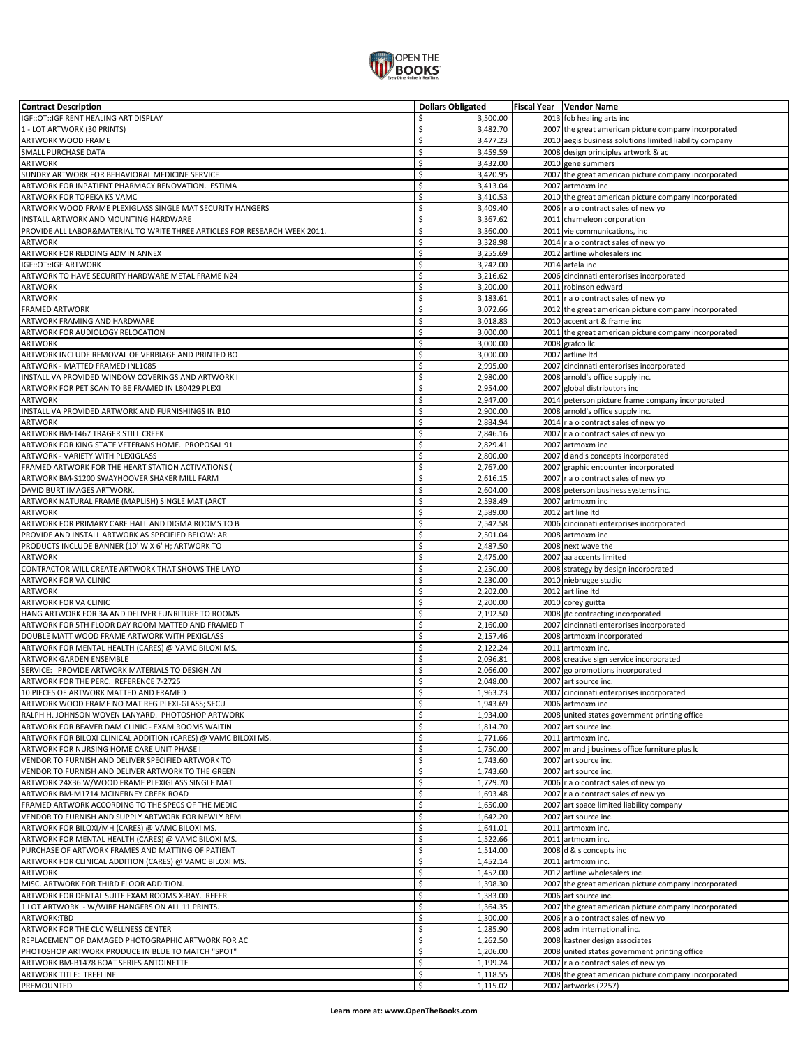| Contract Description | Dollars Obligated | Fiscal Year | Vendor Name |
|---|---|---|---|
| IGF::OT::IGF RENT HEALING ART DISPLAY | $ 3,500.00 | 2013 | fob healing arts inc |
| 1 - LOT ARTWORK (30 PRINTS) | $ 3,482.70 | 2007 | the great american picture company incorporated |
| ARTWORK WOOD FRAME | $ 3,477.23 | 2010 | aegis business solutions limited liability company |
| SMALL PURCHASE DATA | $ 3,459.59 | 2008 | design principles artwork & ac |
| ARTWORK | $ 3,432.00 | 2010 | gene summers |
| SUNDRY ARTWORK FOR BEHAVIORAL MEDICINE SERVICE | $ 3,420.95 | 2007 | the great american picture company incorporated |
| ARTWORK FOR INPATIENT PHARMACY RENOVATION. ESTIMA | $ 3,413.04 | 2007 | artmoxm inc |
| ARTWORK FOR TOPEKA KS VAMC | $ 3,410.53 | 2010 | the great american picture company incorporated |
| ARTWORK WOOD FRAME PLEXIGLASS SINGLE MAT SECURITY HANGERS | $ 3,409.40 | 2006 | r a o contract sales of new yo |
| INSTALL ARTWORK AND MOUNTING HARDWARE | $ 3,367.62 | 2011 | chameleon corporation |
| PROVIDE ALL LABOR&MATERIAL TO WRITE THREE ARTICLES FOR RESEARCH WEEK 2011. | $ 3,360.00 | 2011 | vie communications, inc |
| ARTWORK | $ 3,328.98 | 2014 | r a o contract sales of new yo |
| ARTWORK FOR REDDING ADMIN ANNEX | $ 3,255.69 | 2012 | artline wholesalers inc |
| IGF::OT::IGF ARTWORK | $ 3,242.00 | 2014 | artela inc |
| ARTWORK TO HAVE SECURITY HARDWARE METAL FRAME N24 | $ 3,216.62 | 2006 | cincinnati enterprises incorporated |
| ARTWORK | $ 3,200.00 | 2011 | robinson edward |
| ARTWORK | $ 3,183.61 | 2011 | r a o contract sales of new yo |
| FRAMED ARTWORK | $ 3,072.66 | 2012 | the great american picture company incorporated |
| ARTWORK FRAMING AND HARDWARE | $ 3,018.83 | 2010 | accent art & frame inc |
| ARTWORK FOR AUDIOLOGY RELOCATION | $ 3,000.00 | 2011 | the great american picture company incorporated |
| ARTWORK | $ 3,000.00 | 2008 | grafco llc |
| ARTWORK INCLUDE REMOVAL OF VERBIAGE AND PRINTED BO | $ 3,000.00 | 2007 | artline ltd |
| ARTWORK - MATTED FRAMED INL1085 | $ 2,995.00 | 2007 | cincinnati enterprises incorporated |
| INSTALL VA PROVIDED WINDOW COVERINGS AND ARTWORK I | $ 2,980.00 | 2008 | arnold's office supply inc. |
| ARTWORK FOR PET SCAN TO BE FRAMED IN L80429 PLEXI | $ 2,954.00 | 2007 | global distributors inc |
| ARTWORK | $ 2,947.00 | 2014 | peterson picture frame company incorporated |
| INSTALL VA PROVIDED ARTWORK AND FURNISHINGS IN B10 | $ 2,900.00 | 2008 | arnold's office supply inc. |
| ARTWORK | $ 2,884.94 | 2014 | r a o contract sales of new yo |
| ARTWORK BM-T467 TRAGER STILL CREEK | $ 2,846.16 | 2007 | r a o contract sales of new yo |
| ARTWORK FOR KING STATE VETERANS HOME. PROPOSAL 91 | $ 2,829.41 | 2007 | artmoxm inc |
| ARTWORK - VARIETY WITH PLEXIGLASS | $ 2,800.00 | 2007 | d and s concepts incorporated |
| FRAMED ARTWORK FOR THE HEART STATION ACTIVATIONS ( | $ 2,767.00 | 2007 | graphic encounter incorporated |
| ARTWORK BM-S1200 SWAYHOOVER SHAKER MILL FARM | $ 2,616.15 | 2007 | r a o contract sales of new yo |
| DAVID BURT IMAGES ARTWORK. | $ 2,604.00 | 2008 | peterson business systems inc. |
| ARTWORK NATURAL FRAME (MAPLISH) SINGLE MAT (ARCT | $ 2,598.49 | 2007 | artmoxm inc |
| ARTWORK | $ 2,589.00 | 2012 | art line ltd |
| ARTWORK FOR PRIMARY CARE HALL AND DIGMA ROOMS TO B | $ 2,542.58 | 2006 | cincinnati enterprises incorporated |
| PROVIDE AND INSTALL ARTWORK AS SPECIFIED BELOW: AR | $ 2,501.04 | 2008 | artmoxm inc |
| PRODUCTS INCLUDE BANNER (10' W X 6' H; ARTWORK TO | $ 2,487.50 | 2008 | next wave the |
| ARTWORK | $ 2,475.00 | 2007 | aa accents limited |
| CONTRACTOR WILL CREATE ARTWORK THAT SHOWS THE LAYO | $ 2,250.00 | 2008 | strategy by design incorporated |
| ARTWORK FOR VA CLINIC | $ 2,230.00 | 2010 | niebrugge studio |
| ARTWORK | $ 2,202.00 | 2012 | art line ltd |
| ARTWORK FOR VA CLINIC | $ 2,200.00 | 2010 | corey guitta |
| HANG ARTWORK FOR 3A AND DELIVER FUNRITURE TO ROOMS | $ 2,192.50 | 2008 | jtc contracting incorporated |
| ARTWORK FOR 5TH FLOOR DAY ROOM MATTED AND FRAMED T | $ 2,160.00 | 2007 | cincinnati enterprises incorporated |
| DOUBLE MATT WOOD FRAME ARTWORK WITH PEXIGLASS | $ 2,157.46 | 2008 | artmoxm incorporated |
| ARTWORK FOR MENTAL HEALTH (CARES) @ VAMC BILOXI MS. | $ 2,122.24 | 2011 | artmoxm inc. |
| ARTWORK GARDEN ENSEMBLE | $ 2,096.81 | 2008 | creative sign service incorporated |
| SERVICE: PROVIDE ARTWORK MATERIALS TO DESIGN AN | $ 2,066.00 | 2007 | go promotions incorporated |
| ARTWORK FOR THE PERC. REFERENCE 7-2725 | $ 2,048.00 | 2007 | art source inc. |
| 10 PIECES OF ARTWORK MATTED AND FRAMED | $ 1,963.23 | 2007 | cincinnati enterprises incorporated |
| ARTWORK WOOD FRAME NO MAT REG PLEXI-GLASS; SECU | $ 1,943.69 | 2006 | artmoxm inc |
| RALPH H. JOHNSON WOVEN LANYARD. PHOTOSHOP ARTWORK | $ 1,934.00 | 2008 | united states government printing office |
| ARTWORK FOR BEAVER DAM CLINIC - EXAM ROOMS WAITIN | $ 1,814.70 | 2007 | art source inc. |
| ARTWORK FOR BILOXI CLINICAL ADDITION (CARES) @ VAMC BILOXI MS. | $ 1,771.66 | 2011 | artmoxm inc. |
| ARTWORK FOR NURSING HOME CARE UNIT PHASE I | $ 1,750.00 | 2007 | m and j business office furniture plus lc |
| VENDOR TO FURNISH AND DELIVER SPECIFIED ARTWORK TO | $ 1,743.60 | 2007 | art source inc. |
| VENDOR TO FURNISH AND DELIVER ARTWORK TO THE GREEN | $ 1,743.60 | 2007 | art source inc. |
| ARTWORK 24X36 W/WOOD FRAME PLEXIGLASS SINGLE MAT | $ 1,729.70 | 2006 | r a o contract sales of new yo |
| ARTWORK BM-M1714 MCINERNEY CREEK ROAD | $ 1,693.48 | 2007 | r a o contract sales of new yo |
| FRAMED ARTWORK ACCORDING TO THE SPECS OF THE MEDIC | $ 1,650.00 | 2007 | art space limited liability company |
| VENDOR TO FURNISH AND SUPPLY ARTWORK FOR NEWLY REM | $ 1,642.20 | 2007 | art source inc. |
| ARTWORK FOR BILOXI/MH (CARES) @ VAMC BILOXI MS. | $ 1,641.01 | 2011 | artmoxm inc. |
| ARTWORK FOR MENTAL HEALTH (CARES) @ VAMC BILOXI MS. | $ 1,522.66 | 2011 | artmoxm inc. |
| PURCHASE OF ARTWORK FRAMES AND MATTING OF PATIENT | $ 1,514.00 | 2008 | d & s concepts inc |
| ARTWORK FOR CLINICAL ADDITION (CARES) @ VAMC BILOXI MS. | $ 1,452.14 | 2011 | artmoxm inc. |
| ARTWORK | $ 1,452.00 | 2012 | artline wholesalers inc |
| MISC. ARTWORK FOR THIRD FLOOR ADDITION. | $ 1,398.30 | 2007 | the great american picture company incorporated |
| ARTWORK FOR DENTAL SUITE EXAM ROOMS X-RAY. REFER | $ 1,383.00 | 2006 | art source inc. |
| 1 LOT ARTWORK - W/WIRE HANGERS ON ALL 11 PRINTS. | $ 1,364.35 | 2007 | the great american picture company incorporated |
| ARTWORK:TBD | $ 1,300.00 | 2006 | r a o contract sales of new yo |
| ARTWORK FOR THE CLC WELLNESS CENTER | $ 1,285.90 | 2008 | adm international inc. |
| REPLACEMENT OF DAMAGED PHOTOGRAPHIC ARTWORK FOR AC | $ 1,262.50 | 2008 | kastner design associates |
| PHOTOSHOP ARTWORK PRODUCE IN BLUE TO MATCH "SPOT" | $ 1,206.00 | 2008 | united states government printing office |
| ARTWORK BM-B1478 BOAT SERIES ANTOINETTE | $ 1,199.24 | 2007 | r a o contract sales of new yo |
| ARTWORK TITLE: TREELINE | $ 1,118.55 | 2008 | the great american picture company incorporated |
| PREMOUNTED | $ 1,115.02 | 2007 | artworks (2257) |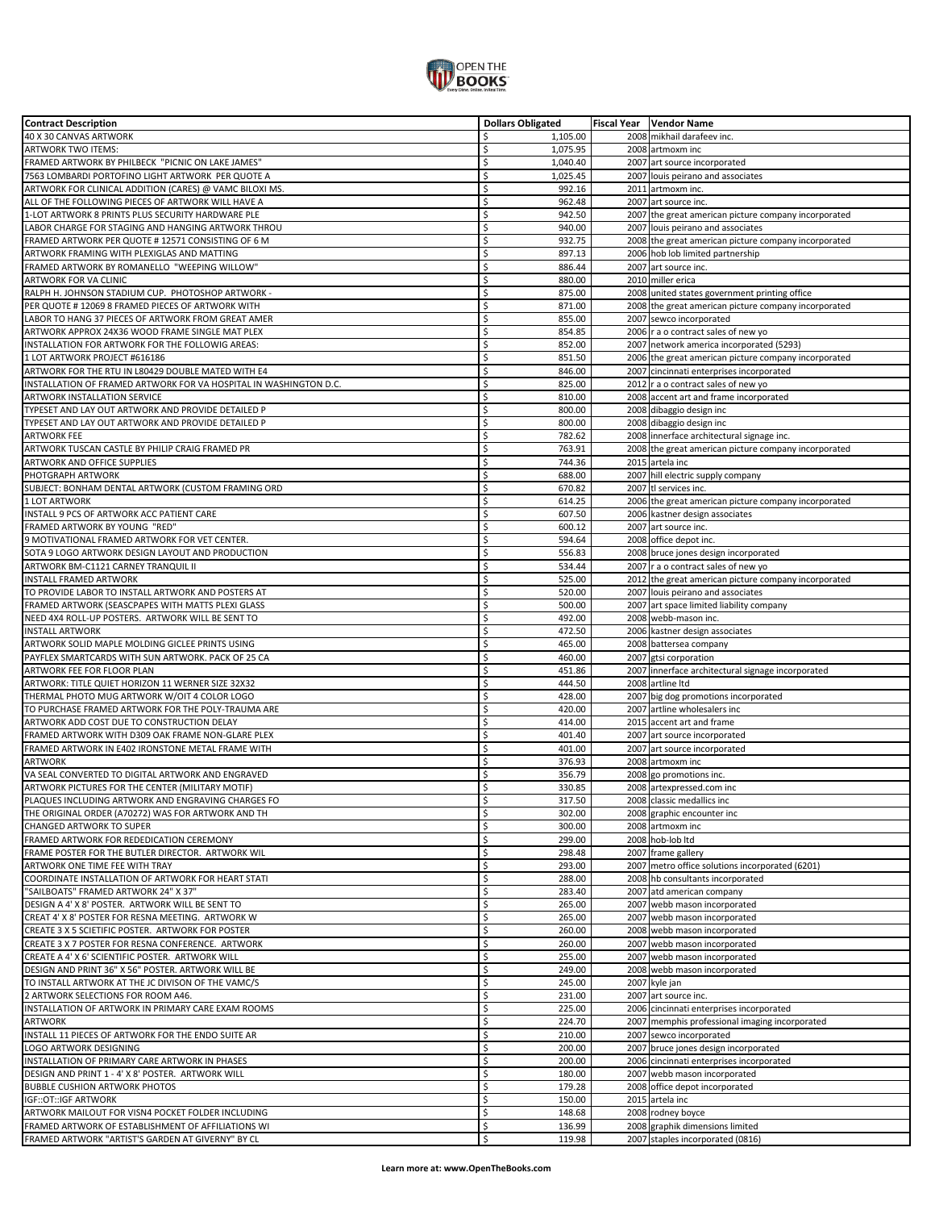| Contract Description | Dollars Obligated | Fiscal Year | Vendor Name |
|---|---|---|---|
| 40 X 30 CANVAS ARTWORK | $ 1,105.00 | 2008 | mikhail darafeev inc. |
| ARTWORK TWO ITEMS: | $ 1,075.95 | 2008 | artmoxm inc |
| FRAMED ARTWORK BY PHILBECK "PICNIC ON LAKE JAMES" | $ 1,040.40 | 2007 | art source incorporated |
| 7563 LOMBARDI PORTOFINO LIGHT ARTWORK PER QUOTE A | $ 1,025.45 | 2007 | louis peirano and associates |
| ARTWORK FOR CLINICAL ADDITION (CARES) @ VAMC BILOXI MS. | $ 992.16 | 2011 | artmoxm inc. |
| ALL OF THE FOLLOWING PIECES OF ARTWORK WILL HAVE A | $ 962.48 | 2007 | art source inc. |
| 1-LOT ARTWORK 8 PRINTS PLUS SECURITY HARDWARE PLE | $ 942.50 | 2007 | the great american picture company incorporated |
| LABOR CHARGE FOR STAGING AND HANGING ARTWORK THROU | $ 940.00 | 2007 | louis peirano and associates |
| FRAMED ARTWORK PER QUOTE # 12571 CONSISTING OF 6 M | $ 932.75 | 2008 | the great american picture company incorporated |
| ARTWORK FRAMING WITH PLEXIGLAS AND MATTING | $ 897.13 | 2006 | hob lob limited partnership |
| FRAMED ARTWORK BY ROMANELLO "WEEPING WILLOW" | $ 886.44 | 2007 | art source inc. |
| ARTWORK FOR VA CLINIC | $ 880.00 | 2010 | miller erica |
| RALPH H. JOHNSON STADIUM CUP. PHOTOSHOP ARTWORK - | $ 875.00 | 2008 | united states government printing office |
| PER QUOTE # 12069 8 FRAMED PIECES OF ARTWORK WITH | $ 871.00 | 2008 | the great american picture company incorporated |
| LABOR TO HANG 37 PIECES OF ARTWORK FROM GREAT AMER | $ 855.00 | 2007 | sewco incorporated |
| ARTWORK APPROX 24X36 WOOD FRAME SINGLE MAT PLEX | $ 854.85 | 2006 | r a o contract sales of new yo |
| INSTALLATION FOR ARTWORK FOR THE FOLLOWIG AREAS: | $ 852.00 | 2007 | network america incorporated (5293) |
| 1 LOT ARTWORK PROJECT #616186 | $ 851.50 | 2006 | the great american picture company incorporated |
| ARTWORK FOR THE RTU IN L80429 DOUBLE MATED WITH E4 | $ 846.00 | 2007 | cincinnati enterprises incorporated |
| INSTALLATION OF FRAMED ARTWORK FOR VA HOSPITAL IN WASHINGTON D.C. | $ 825.00 | 2012 | r a o contract sales of new yo |
| ARTWORK INSTALLATION SERVICE | $ 810.00 | 2008 | accent art and frame incorporated |
| TYPESET AND LAY OUT ARTWORK AND PROVIDE DETAILED P | $ 800.00 | 2008 | dibaggio design inc |
| TYPESET AND LAY OUT ARTWORK AND PROVIDE DETAILED P | $ 800.00 | 2008 | dibaggio design inc |
| ARTWORK FEE | $ 782.62 | 2008 | innerface architectural signage inc. |
| ARTWORK TUSCAN CASTLE BY PHILIP CRAIG FRAMED PR | $ 763.91 | 2008 | the great american picture company incorporated |
| ARTWORK AND OFFICE SUPPLIES | $ 744.36 | 2015 | artela inc |
| PHOTGRAPH ARTWORK | $ 688.00 | 2007 | hill electric supply company |
| SUBJECT: BONHAM DENTAL ARTWORK (CUSTOM FRAMING ORD | $ 670.82 | 2007 | tl services inc. |
| 1 LOT ARTWORK | $ 614.25 | 2006 | the great american picture company incorporated |
| INSTALL 9 PCS OF ARTWORK ACC PATIENT CARE | $ 607.50 | 2006 | kastner design associates |
| FRAMED ARTWORK BY YOUNG "RED" | $ 600.12 | 2007 | art source inc. |
| 9 MOTIVATIONAL FRAMED ARTWORK FOR VET CENTER. | $ 594.64 | 2008 | office depot inc. |
| SOTA 9 LOGO ARTWORK DESIGN LAYOUT AND PRODUCTION | $ 556.83 | 2008 | bruce jones design incorporated |
| ARTWORK BM-C1121 CARNEY TRANQUIL II | $ 534.44 | 2007 | r a o contract sales of new yo |
| INSTALL FRAMED ARTWORK | $ 525.00 | 2012 | the great american picture company incorporated |
| TO PROVIDE LABOR TO INSTALL ARTWORK AND POSTERS AT | $ 520.00 | 2007 | louis peirano and associates |
| FRAMED ARTWORK (SEASCPAPES WITH MATTS PLEXI GLASS | $ 500.00 | 2007 | art space limited liability company |
| NEED 4X4 ROLL-UP POSTERS. ARTWORK WILL BE SENT TO | $ 492.00 | 2008 | webb-mason inc. |
| INSTALL ARTWORK | $ 472.50 | 2006 | kastner design associates |
| ARTWORK SOLID MAPLE MOLDING GICLEE PRINTS USING | $ 465.00 | 2008 | battersea company |
| PAYFLEX SMARTCARDS WITH SUN ARTWORK. PACK OF 25 CA | $ 460.00 | 2007 | gtsi corporation |
| ARTWORK FEE FOR FLOOR PLAN | $ 451.86 | 2007 | innerface architectural signage incorporated |
| ARTWORK: TITLE QUIET HORIZON 11 WERNER SIZE 32X32 | $ 444.50 | 2008 | artline ltd |
| THERMAL PHOTO MUG ARTWORK W/OIT 4 COLOR LOGO | $ 428.00 | 2007 | big dog promotions incorporated |
| TO PURCHASE FRAMED ARTWORK FOR THE POLY-TRAUMA ARE | $ 420.00 | 2007 | artline wholesalers inc |
| ARTWORK ADD COST DUE TO CONSTRUCTION DELAY | $ 414.00 | 2015 | accent art and frame |
| FRAMED ARTWORK WITH D309 OAK FRAME NON-GLARE PLEX | $ 401.40 | 2007 | art source incorporated |
| FRAMED ARTWORK IN E402 IRONSTONE METAL FRAME WITH | $ 401.00 | 2007 | art source incorporated |
| ARTWORK | $ 376.93 | 2008 | artmoxm inc |
| VA SEAL CONVERTED TO DIGITAL ARTWORK AND ENGRAVED | $ 356.79 | 2008 | go promotions inc. |
| ARTWORK PICTURES FOR THE CENTER (MILITARY MOTIF) | $ 330.85 | 2008 | artexpressed.com inc |
| PLAQUES INCLUDING ARTWORK AND ENGRAVING CHARGES FO | $ 317.50 | 2008 | classic medallics inc |
| THE ORIGINAL ORDER (A70272) WAS FOR ARTWORK AND TH | $ 302.00 | 2008 | graphic encounter inc |
| CHANGED ARTWORK TO SUPER | $ 300.00 | 2008 | artmoxm inc |
| FRAMED ARTWORK FOR REDEDICATION CEREMONY | $ 299.00 | 2008 | hob-lob ltd |
| FRAME POSTER FOR THE BUTLER DIRECTOR. ARTWORK WIL | $ 298.48 | 2007 | frame gallery |
| ARTWORK ONE TIME FEE WITH TRAY | $ 293.00 | 2007 | metro office solutions incorporated (6201) |
| COORDINATE INSTALLATION OF ARTWORK FOR HEART STATI | $ 288.00 | 2008 | hb consultants incorporated |
| "SAILBOATS" FRAMED ARTWORK 24" X 37" | $ 283.40 | 2007 | atd american company |
| DESIGN A 4' X 8' POSTER. ARTWORK WILL BE SENT TO | $ 265.00 | 2007 | webb mason incorporated |
| CREAT 4' X 8' POSTER FOR RESNA MEETING. ARTWORK W | $ 265.00 | 2007 | webb mason incorporated |
| CREATE 3 X 5 SCIETIFIC POSTER. ARTWORK FOR POSTER | $ 260.00 | 2008 | webb mason incorporated |
| CREATE 3 X 7 POSTER FOR RESNA CONFERENCE. ARTWORK | $ 260.00 | 2007 | webb mason incorporated |
| CREATE A 4' X 6' SCIENTIFIC POSTER. ARTWORK WILL | $ 255.00 | 2007 | webb mason incorporated |
| DESIGN AND PRINT 36" X 56" POSTER. ARTWORK WILL BE | $ 249.00 | 2008 | webb mason incorporated |
| TO INSTALL ARTWORK AT THE JC DIVISON OF THE VAMC/S | $ 245.00 | 2007 | kyle jan |
| 2 ARTWORK SELECTIONS FOR ROOM A46. | $ 231.00 | 2007 | art source inc. |
| INSTALLATION OF ARTWORK IN PRIMARY CARE EXAM ROOMS | $ 225.00 | 2006 | cincinnati enterprises incorporated |
| ARTWORK | $ 224.70 | 2007 | memphis professional imaging incorporated |
| INSTALL 11 PIECES OF ARTWORK FOR THE ENDO SUITE AR | $ 210.00 | 2007 | sewco incorporated |
| LOGO ARTWORK DESIGNING | $ 200.00 | 2007 | bruce jones design incorporated |
| INSTALLATION OF PRIMARY CARE ARTWORK IN PHASES | $ 200.00 | 2006 | cincinnati enterprises incorporated |
| DESIGN AND PRINT 1 - 4' X 8' POSTER. ARTWORK WILL | $ 180.00 | 2007 | webb mason incorporated |
| BUBBLE CUSHION ARTWORK PHOTOS | $ 179.28 | 2008 | office depot incorporated |
| IGF::OT::IGF ARTWORK | $ 150.00 | 2015 | artela inc |
| ARTWORK MAILOUT FOR VISN4 POCKET FOLDER INCLUDING | $ 148.68 | 2008 | rodney boyce |
| FRAMED ARTWORK OF ESTABLISHMENT OF AFFILIATIONS WI | $ 136.99 | 2008 | graphik dimensions limited |
| FRAMED ARTWORK "ARTIST'S GARDEN AT GIVERNY" BY CL | $ 119.98 | 2007 | staples incorporated (0816) |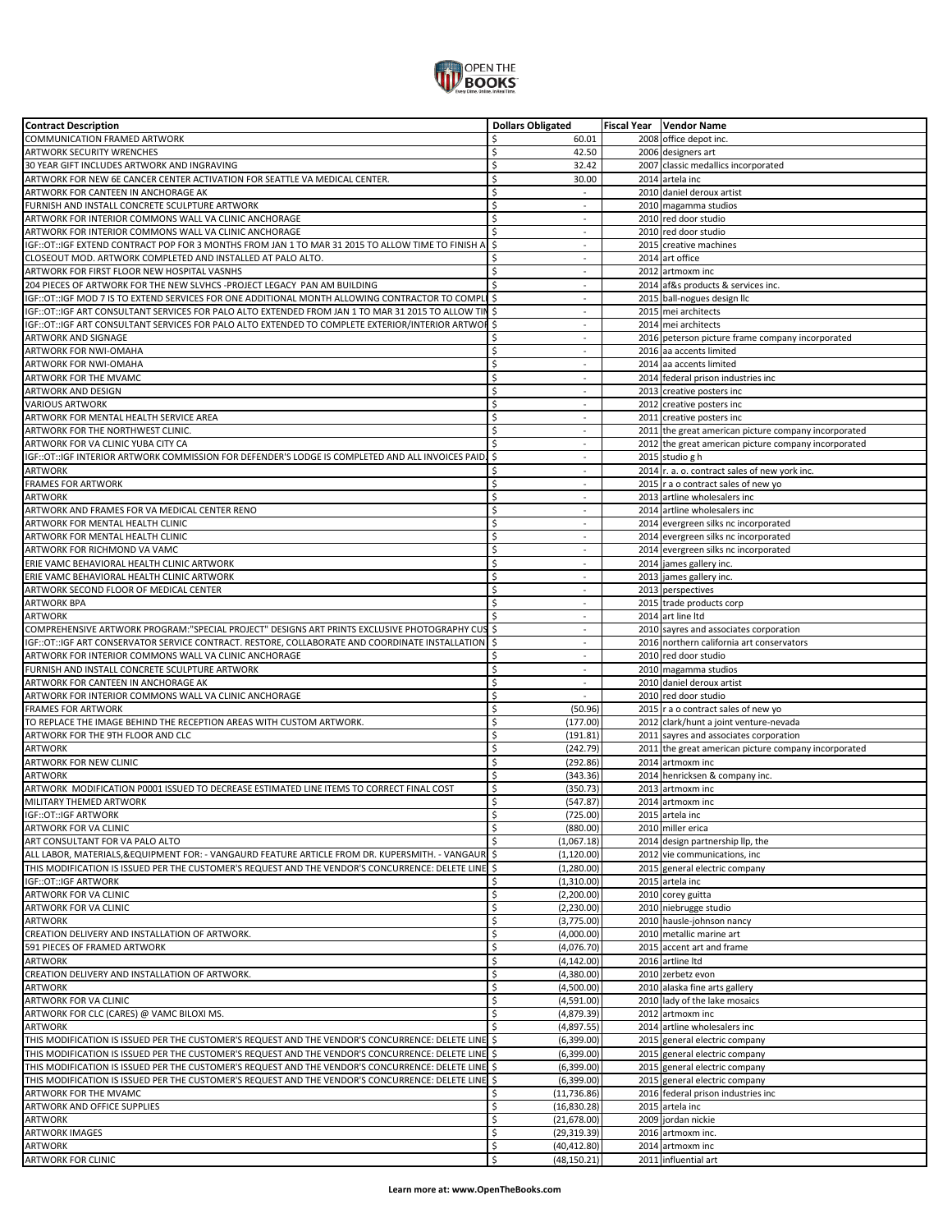| Contract Description | Dollars Obligated | Fiscal Year | Vendor Name |
|---|---|---|---|
| COMMUNICATION FRAMED ARTWORK | $ 60.01 | 2008 | office depot inc. |
| ARTWORK SECURITY WRENCHES | $ 42.50 | 2006 | designers art |
| 30 YEAR GIFT INCLUDES ARTWORK AND INGRAVING | $ 32.42 | 2007 | classic medallics incorporated |
| ARTWORK FOR NEW 6E CANCER CENTER ACTIVATION FOR SEATTLE VA MEDICAL CENTER. | $ 30.00 | 2014 | artela inc |
| ARTWORK FOR CANTEEN IN ANCHORAGE AK | $ - | 2010 | daniel deroux artist |
| FURNISH AND INSTALL CONCRETE SCULPTURE ARTWORK | $ - | 2010 | magamma studios |
| ARTWORK FOR INTERIOR COMMONS WALL VA CLINIC ANCHORAGE | $ - | 2010 | red door studio |
| ARTWORK FOR INTERIOR COMMONS WALL VA CLINIC ANCHORAGE | $ - | 2010 | red door studio |
| IGF::OT::IGF EXTEND CONTRACT POP FOR 3 MONTHS FROM JAN 1 TO MAR 31 2015 TO ALLOW TIME TO FINISH A | $ - | 2015 | creative machines |
| CLOSEOUT MOD. ARTWORK COMPLETED AND INSTALLED AT PALO ALTO. | $ - | 2014 | art office |
| ARTWORK FOR FIRST FLOOR NEW HOSPITAL VASNHS | $ - | 2012 | artmoxm inc |
| 204 PIECES OF ARTWORK FOR THE NEW SLVHCS -PROJECT LEGACY PAN AM BUILDING | $ - | 2014 | af&s products & services inc. |
| IGF::OT::IGF MOD 7 IS TO EXTEND SERVICES FOR ONE ADDITIONAL MONTH ALLOWING CONTRACTOR TO COMPL | $ - | 2015 | ball-nogues design llc |
| IGF::OT::IGF ART CONSULTANT SERVICES FOR PALO ALTO EXTENDED FROM JAN 1 TO MAR 31 2015 TO ALLOW TIN | $ - | 2015 | mei architects |
| IGF::OT::IGF ART CONSULTANT SERVICES FOR PALO ALTO EXTENDED TO COMPLETE EXTERIOR/INTERIOR ARTWOI | $ - | 2014 | mei architects |
| ARTWORK AND SIGNAGE | $ - | 2016 | peterson picture frame company incorporated |
| ARTWORK FOR NWI-OMAHA | $ - | 2016 | aa accents limited |
| ARTWORK FOR NWI-OMAHA | $ - | 2014 | aa accents limited |
| ARTWORK FOR THE MVAMC | $ - | 2014 | federal prison industries inc |
| ARTWORK AND DESIGN | $ - | 2013 | creative posters inc |
| VARIOUS ARTWORK | $ - | 2012 | creative posters inc |
| ARTWORK FOR MENTAL HEALTH SERVICE AREA | $ - | 2011 | creative posters inc |
| ARTWORK FOR THE NORTHWEST CLINIC. | $ - | 2011 | the great american picture company incorporated |
| ARTWORK FOR VA CLINIC YUBA CITY CA | $ - | 2012 | the great american picture company incorporated |
| IGF::OT::IGF INTERIOR ARTWORK COMMISSION FOR DEFENDER'S LODGE IS COMPLETED AND ALL INVOICES PAID. | $ - | 2015 | studio g h |
| ARTWORK | $ - | 2014 | r. a. o. contract sales of new york inc. |
| FRAMES FOR ARTWORK | $ - | 2015 | r a o contract sales of new yo |
| ARTWORK | $ - | 2013 | artline wholesalers inc |
| ARTWORK AND FRAMES FOR VA MEDICAL CENTER RENO | $ - | 2014 | artline wholesalers inc |
| ARTWORK FOR MENTAL HEALTH CLINIC | $ - | 2014 | evergreen silks nc incorporated |
| ARTWORK FOR MENTAL HEALTH CLINIC | $ - | 2014 | evergreen silks nc incorporated |
| ARTWORK FOR RICHMOND VA VAMC | $ - | 2014 | evergreen silks nc incorporated |
| ERIE VAMC BEHAVIORAL HEALTH CLINIC ARTWORK | $ - | 2014 | james gallery inc. |
| ERIE VAMC BEHAVIORAL HEALTH CLINIC ARTWORK | $ - | 2013 | james gallery inc. |
| ARTWORK SECOND FLOOR OF MEDICAL CENTER | $ - | 2013 | perspectives |
| ARTWORK BPA | $ - | 2015 | trade products corp |
| ARTWORK | $ - | 2014 | art line ltd |
| COMPREHENSIVE ARTWORK PROGRAM:"SPECIAL PROJECT" DESIGNS ART PRINTS EXCLUSIVE PHOTOGRAPHY CUS | $ - | 2010 | sayres and associates corporation |
| IGF::OT::IGF ART CONSERVATOR SERVICE CONTRACT. RESTORE, COLLABORATE AND COORDINATE INSTALLATION | $ - | 2016 | northern california art conservators |
| ARTWORK FOR INTERIOR COMMONS WALL VA CLINIC ANCHORAGE | $ - | 2010 | red door studio |
| FURNISH AND INSTALL CONCRETE SCULPTURE ARTWORK | $ - | 2010 | magamma studios |
| ARTWORK FOR CANTEEN IN ANCHORAGE AK | $ - | 2010 | daniel deroux artist |
| ARTWORK FOR INTERIOR COMMONS WALL VA CLINIC ANCHORAGE | $ - | 2010 | red door studio |
| FRAMES FOR ARTWORK | $ (50.96) | 2015 | r a o contract sales of new yo |
| TO REPLACE THE IMAGE BEHIND THE RECEPTION AREAS WITH CUSTOM ARTWORK. | $ (177.00) | 2012 | clark/hunt a joint venture-nevada |
| ARTWORK FOR THE 9TH FLOOR AND CLC | $ (191.81) | 2011 | sayres and associates corporation |
| ARTWORK | $ (242.79) | 2011 | the great american picture company incorporated |
| ARTWORK FOR NEW CLINIC | $ (292.86) | 2014 | artmoxm inc |
| ARTWORK | $ (343.36) | 2014 | henricksen & company inc. |
| ARTWORK MODIFICATION P0001 ISSUED TO DECREASE ESTIMATED LINE ITEMS TO CORRECT FINAL COST | $ (350.73) | 2013 | artmoxm inc |
| MILITARY THEMED ARTWORK | $ (547.87) | 2014 | artmoxm inc |
| IGF::OT::IGF ARTWORK | $ (725.00) | 2015 | artela inc |
| ARTWORK FOR VA CLINIC | $ (880.00) | 2010 | miller erica |
| ART CONSULTANT FOR VA PALO ALTO | $ (1,067.18) | 2014 | design partnership llp, the |
| ALL LABOR, MATERIALS,&EQUIPMENT FOR: - VANGAURD FEATURE ARTICLE FROM DR. KUPERSMITH. - VANGAUR | $ (1,120.00) | 2012 | vie communications, inc |
| THIS MODIFICATION IS ISSUED PER THE CUSTOMER'S REQUEST AND THE VENDOR'S CONCURRENCE: DELETE LINE | $ (1,280.00) | 2015 | general electric company |
| IGF::OT::IGF ARTWORK | $ (1,310.00) | 2015 | artela inc |
| ARTWORK FOR VA CLINIC | $ (2,200.00) | 2010 | corey guitta |
| ARTWORK FOR VA CLINIC | $ (2,230.00) | 2010 | niebrugge studio |
| ARTWORK | $ (3,775.00) | 2010 | hausle-johnson nancy |
| CREATION DELIVERY AND INSTALLATION OF ARTWORK. | $ (4,000.00) | 2010 | metallic marine art |
| 591 PIECES OF FRAMED ARTWORK | $ (4,076.70) | 2015 | accent art and frame |
| ARTWORK | $ (4,142.00) | 2016 | artline ltd |
| CREATION DELIVERY AND INSTALLATION OF ARTWORK. | $ (4,380.00) | 2010 | zerbetz evon |
| ARTWORK | $ (4,500.00) | 2010 | alaska fine arts gallery |
| ARTWORK FOR VA CLINIC | $ (4,591.00) | 2010 | lady of the lake mosaics |
| ARTWORK FOR CLC (CARES) @ VAMC BILOXI MS. | $ (4,879.39) | 2012 | artmoxm inc |
| ARTWORK | $ (4,897.55) | 2014 | artline wholesalers inc |
| THIS MODIFICATION IS ISSUED PER THE CUSTOMER'S REQUEST AND THE VENDOR'S CONCURRENCE: DELETE LINE | $ (6,399.00) | 2015 | general electric company |
| THIS MODIFICATION IS ISSUED PER THE CUSTOMER'S REQUEST AND THE VENDOR'S CONCURRENCE: DELETE LINE | $ (6,399.00) | 2015 | general electric company |
| THIS MODIFICATION IS ISSUED PER THE CUSTOMER'S REQUEST AND THE VENDOR'S CONCURRENCE: DELETE LINE | $ (6,399.00) | 2015 | general electric company |
| THIS MODIFICATION IS ISSUED PER THE CUSTOMER'S REQUEST AND THE VENDOR'S CONCURRENCE: DELETE LINE | $ (6,399.00) | 2015 | general electric company |
| ARTWORK FOR THE MVAMC | $ (11,736.86) | 2016 | federal prison industries inc |
| ARTWORK AND OFFICE SUPPLIES | $ (16,830.28) | 2015 | artela inc |
| ARTWORK | $ (21,678.00) | 2009 | jordan nickie |
| ARTWORK IMAGES | $ (29,319.39) | 2016 | artmoxm inc. |
| ARTWORK | $ (40,412.80) | 2014 | artmoxm inc |
| ARTWORK FOR CLINIC | $ (48,150.21) | 2011 | influential art |

**Learn more at: www.OpenTheBooks.com**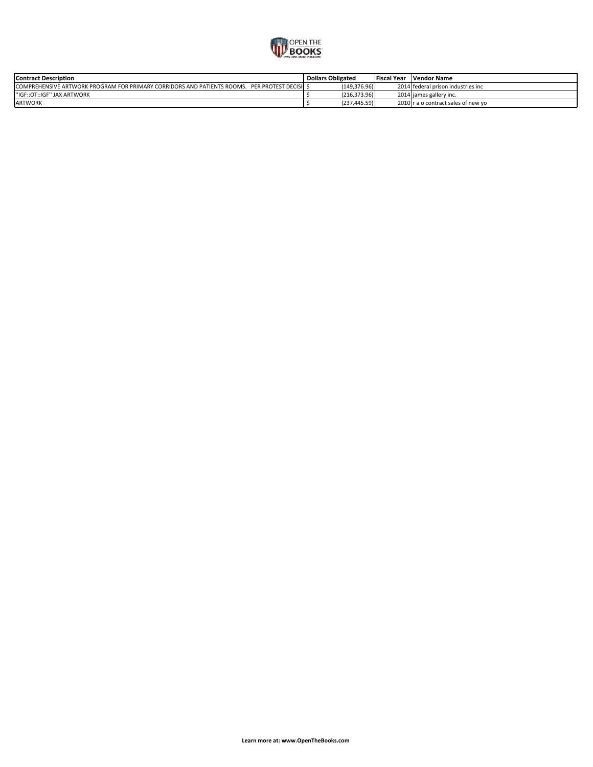| Contract Description | Dollars Obligated | Fiscal Year | Vendor Name |
|---|---|---|---|
| COMPREHENSIVE ARTWORK PROGRAM FOR PRIMARY CORRIDORS AND PATIENTS ROOMS. PER PROTEST DECISI | $ (149,376.96) | 2014 | federal prison industries inc |
| ''IGF::OT::IGF'' JAX ARTWORK | $ (216,373.96) | 2014 | james gallery inc. |
| ARTWORK | $ (237,445.59) | 2010 | r a o contract sales of new yo |

Learn more at: www.OpenTheBooks.com